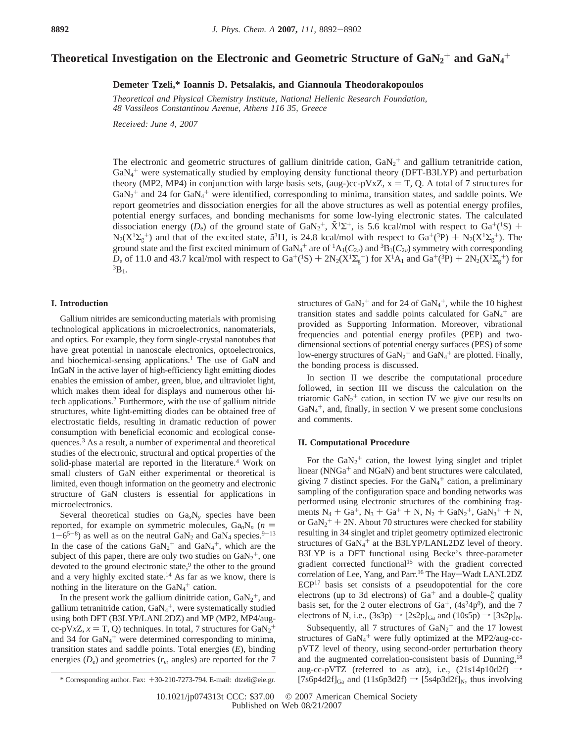# Theoretical Investigation on the Electronic and Geometric Structure of $GaN_2^+$ and $GaN_4^+$

**Demeter Tzeli,\* Ioannis D. Petsalakis, and Giannoula Theodorakopoulos**

*Theoretical and Physical Chemistry Institute, National Hellenic Research Foundation, 48 Vassileos Constantinou Avenue, Athens 116 35, Greece*

*Received: June 4, 2007*

The electronic and geometric structures of gallium dinitride cation, $GaN_2^+$ and gallium tetranitride cation, $GaN_4^+$ were systematically studied by employing density functional theory (DFT-B3LYP) and perturbation theory (MP2, MP4) in conjunction with large basis sets, (aug-)cc-pVXZ, x = T, Q. A total of 7 structures for $GaN_2^+$ and 24 for $GaN_4^+$ were identified, corresponding to minima, transition states, and saddle points. We report geometries and dissociation energies for all the above structures as well as potential energy profiles, potential energy surfaces, and bonding mechanisms for some low-lying electronic states. The calculated dissociation energy ($D_e$) of the ground state of $GaN_2^+$, $\tilde{X}^1\Sigma^+$, is 5.6 kcal/mol with respect to $Ga^+(^1S)$ + $N_2(X^1\Sigma_g^+)$ and that of the excited state, $\tilde{a}^3\Pi$, is 24.8 kcal/mol with respect to $Ga^+(^3P)$ + $N_2(X^1\Sigma_g^+)$. The ground state and the first excited minimum of $GaN_4^+$ are of $^1A_1(C_{2v})$ and $^3B_1(C_{2v})$ symmetry with corresponding $D_e$ of 11.0 and 43.7 kcal/mol with respect to $Ga^+(^1S)$ + $2N_2(X^1\Sigma_g^+)$ for $X^1A_1$ and $Ga^+(^3P)$ + $2N_2(X^1\Sigma_g^+)$ for $^3B_1$.

## I. Introduction

Gallium nitrides are semiconducting materials with promising technological applications in microelectronics, nanomaterials, and optics. For example, they form single-crystal nanotubes that have great potential in nanoscale electronics, optoelectronics, and biochemical-sensing applications.[1] The use of GaN and InGaN in the active layer of high-efficiency light emitting diodes enables the emission of amber, green, blue, and ultraviolet light, which makes them ideal for displays and numerous other hi-tech applications.[2] Furthermore, with the use of gallium nitride structures, white light-emitting diodes can be obtained free of electrostatic fields, resulting in dramatic reduction of power consumption with beneficial economic and ecological consequences.[3] As a result, a number of experimental and theoretical studies of the electronic, structural and optical properties of the solid-phase material are reported in the literature.[4] Work on small clusters of GaN either experimental or theoretical is limited, even though information on the geometry and electronic structure of GaN clusters is essential for applications in microelectronics.

Several theoretical studies on $Ga_xN_y$ species have been reported, for example on symmetric molecules, $Ga_nN_n$ ($n$ = 1−6[5−8]) as well as on the neutral $GaN_2$ and $GaN_4$ species.[9−13] In the case of the cations $GaN_2^+$ and $GaN_4^+$, which are the subject of this paper, there are only two studies on $GaN_2^+$, one devoted to the ground electronic state,[9] the other to the ground and a very highly excited state.[14] As far as we know, there is nothing in the literature on the $GaN_4^+$ cation.

In the present work the gallium dinitride cation, $GaN_2^+$, and gallium tetranitride cation, $GaN_4^+$, were systematically studied using both DFT (B3LYP/LANL2DZ) and MP (MP2, MP4/aug-cc-pVxZ, x = T, Q) techniques. In total, 7 structures for $GaN_2^+$ and 34 for $GaN_4^+$ were determined corresponding to minima, transition states and saddle points. Total energies ($E$), binding energies ($D_e$) and geometries ($r_e$, angles) are reported for the 7 structures of $GaN_2^+$ and for 24 of $GaN_4^+$, while the 10 highest transition states and saddle points calculated for $GaN_4^+$ are provided as Supporting Information. Moreover, vibrational frequencies and potential energy profiles (PEP) and two-dimensional sections of potential energy surfaces (PES) of some low-energy structures of $GaN_2^+$ and $GaN_4^+$ are plotted. Finally, the bonding process is discussed.

In section II we describe the computational procedure followed, in section III we discuss the calculation on the triatomic $GaN_2^+$ cation, in section IV we give our results on $GaN_4^+$, and, finally, in section V we present some conclusions and comments.

## II. Computational Procedure

For the $GaN_2^+$ cation, the lowest lying singlet and triplet linear ($NNGa^+$ and NGaN) and bent structures were calculated, giving 7 distinct species. For the $GaN_4^+$ cation, a preliminary sampling of the configuration space and bonding networks was performed using electronic structures of the combining fragments $N_4$ + $Ga^+$, $N_3$ + $Ga^+$ + N, $N_2$ + $GaN_2^+$, $GaN_3^+$ + N, or $GaN_2^+$ + 2N. About 70 structures were checked for stability resulting in 34 singlet and triplet geometry optimized electronic structures of $GaN_4^+$ at the B3LYP/LANL2DZ level of theory. B3LYP is a DFT functional using Becke's three-parameter gradient corrected functional[15] with the gradient corrected correlation of Lee, Yang, and Parr.[16] The Hay−Wadt LANL2DZ ECP[17] basis set consists of a pseudopotential for the core electrons (up to 3d electrons) of $Ga^+$ and a double-ζ quality basis set, for the 2 outer electrons of $Ga^+$, ($4s^24p^0$), and the 7 electrons of N, i.e., (3s3p) → $[2s2p]_{Ga}$ and (10s5p) → $[3s2p]_N$.

Subsequently, all 7 structures of $GaN_2^+$ and the 17 lowest structures of $GaN_4^+$ were fully optimized at the MP2/aug-cc-pVTZ level of theory, using second-order perturbation theory and the augmented correlation-consistent basis of Dunning,[18] aug-cc-pVTZ (referred to as atz), i.e., (21s14p10d2f) → $[7s6p4d2f]_{Ga}$ and (11s6p3d2f) → $[5s4p3d2f]_N$, thus involving

\* Corresponding author. Fax: +30-210-7273-794. E-mail: dtzeli@eie.gr.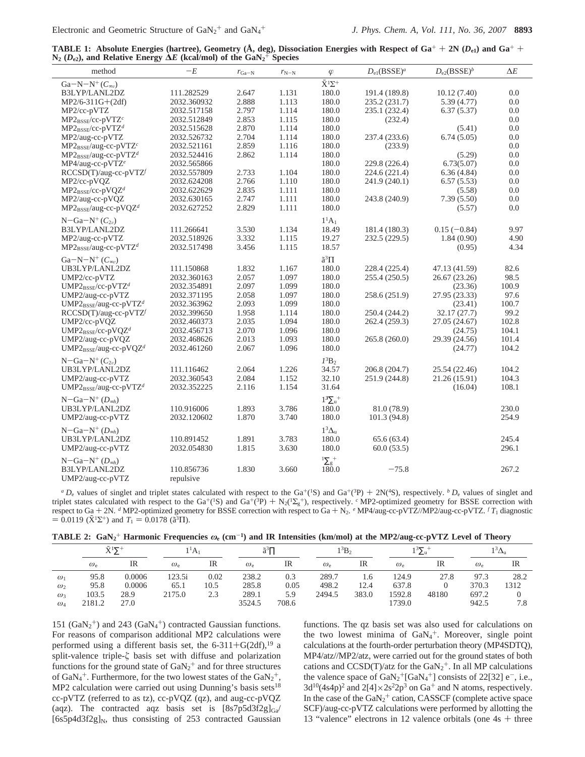**TABLE 1: Absolute Energies (hartree), Geometry (Å, deg), Dissociation Energies with Respect of $Ga^+$ + 2N ($D_{e1}$) and $Ga^+$ + $N_2$ ($D_{e2}$), and Relative Energy ΔE (kcal/mol) of the $GaN_2^+$ Species**

| method | −E | $r_{Ga-N}$ | $r_{N-N}$ | φ | $D_{e1}$(BSSE)[a] | $D_{e2}$(BSSE)[b] | ΔE |
|---|---|---|---|---|---|---|---|
| $Ga-N-N^+$ ($C_{\infty v}$) | | | | $\tilde{X}^1\Sigma^+$ | | | |
| B3LYP/LANL2DZ | 111.282529 | 2.647 | 1.131 | 180.0 | 191.4 (189.8) | 10.12 (7.40) | 0.0 |
| MP2/6-311G+(2df) | 2032.360932 | 2.888 | 1.113 | 180.0 | 235.2 (231.7) | 5.39 (4.77) | 0.0 |
| MP2/cc-pVTZ | 2032.517158 | 2.797 | 1.114 | 180.0 | 235.1 (232.4) | 6.37 (5.37) | 0.0 |
| $MP2_{BSSE}$/cc-pVTZ[c] | 2032.512849 | 2.853 | 1.115 | 180.0 | (232.4) | | 0.0 |
| $MP2_{BSSE}$/cc-pVTZ[d] | 2032.515628 | 2.870 | 1.114 | 180.0 | | (5.41) | 0.0 |
| MP2/aug-cc-pVTZ | 2032.526732 | 2.704 | 1.114 | 180.0 | 237.4 (233.6) | 6.74 (5.05) | 0.0 |
| $MP2_{BSSE}$/aug-cc-pVTZ[c] | 2032.521161 | 2.859 | 1.116 | 180.0 | (233.9) | | 0.0 |
| $MP2_{BSSE}$/aug-cc-pVTZ[d] | 2032.524416 | 2.862 | 1.114 | 180.0 | | (5.29) | 0.0 |
| MP4/aug-cc-pVTZ[e] | 2032.565866 | | | 180.0 | 229.8 (226.4) | 6.73(5.07) | 0.0 |
| RCCSD(T)/aug-cc-pVTZ[f] | 2032.557809 | 2.733 | 1.104 | 180.0 | 224.6 (221.4) | 6.36 (4.84) | 0.0 |
| MP2/cc-pVQZ | 2032.624208 | 2.766 | 1.110 | 180.0 | 241.9 (240.1) | 6.57 (5.53) | 0.0 |
| $MP2_{BSSE}$/cc-pVQZ[d] | 2032.622629 | 2.835 | 1.111 | 180.0 | | (5.58) | 0.0 |
| MP2/aug-cc-pVQZ | 2032.630165 | 2.747 | 1.111 | 180.0 | 243.8 (240.9) | 7.39 (5.50) | 0.0 |
| $MP2_{BSSE}$/aug-cc-pVQZ[d] | 2032.627252 | 2.829 | 1.111 | 180.0 | | (5.57) | 0.0 |
| $N-Ga-N^+$ ($C_{2v}$) | | | | $1^1A_1$ | | | |
| B3LYP/LANL2DZ | 111.266641 | 3.530 | 1.134 | 18.49 | 181.4 (180.3) | 0.15 (−0.84) | 9.97 |
| MP2/aug-cc-pVTZ | 2032.518926 | 3.332 | 1.115 | 19.27 | 232.5 (229.5) | 1.84 (0.90) | 4.90 |
| $MP2_{BSSE}$/aug-cc-pVTZ[d] | 2032.517498 | 3.456 | 1.115 | 18.57 | | (0.95) | 4.34 |
| $Ga-N-N^+$ ($C_{\infty v}$) | | | | $\tilde{a}^3\Pi$ | | | |
| UB3LYP/LANL2DZ | 111.150868 | 1.832 | 1.167 | 180.0 | 228.4 (225.4) | 47.13 (41.59) | 82.6 |
| UMP2/cc-pVTZ | 2032.360163 | 2.057 | 1.097 | 180.0 | 255.4 (250.5) | 26.67 (23.26) | 98.5 |
| $UMP2_{BSSE}$/cc-pVTZ[d] | 2032.354891 | 2.097 | 1.099 | 180.0 | | (23.36) | 100.9 |
| UMP2/aug-cc-pVTZ | 2032.371195 | 2.058 | 1.097 | 180.0 | 258.6 (251.9) | 27.95 (23.33) | 97.6 |
| $UMP2_{BSSE}$/aug-cc-pVTZ[d] | 2032.363962 | 2.093 | 1.099 | 180.0 | | (23.41) | 100.7 |
| RCCSD(T)/aug-cc-pVTZ[f] | 2032.399650 | 1.958 | 1.114 | 180.0 | 250.4 (244.2) | 32.17 (27.7) | 99.2 |
| UMP2/cc-pVQZ | 2032.460373 | 2.035 | 1.094 | 180.0 | 262.4 (259.3) | 27.05 (24.67) | 102.8 |
| $UMP2_{BSSE}$/cc-pVQZ[d] | 2032.456713 | 2.070 | 1.096 | 180.0 | | (24.75) | 104.1 |
| UMP2/aug-cc-pVQZ | 2032.468626 | 2.013 | 1.093 | 180.0 | 265.8 (260.0) | 29.39 (24.56) | 101.4 |
| $UMP2_{BSSE}$/aug-cc-pVQZ[d] | 2032.461260 | 2.067 | 1.096 | 180.0 | | (24.77) | 104.2 |
| $N-Ga-N^+$ ($C_{2v}$) | | | | $1^3B_2$ | | | |
| UB3LYP/LANL2DZ | 111.116462 | 2.064 | 1.226 | 34.57 | 206.8 (204.7) | 25.54 (22.46) | 104.2 |
| UMP2/aug-cc-pVTZ | 2032.360543 | 2.084 | 1.152 | 32.10 | 251.9 (244.8) | 21.26 (15.91) | 104.3 |
| $UMP2_{BSSE}$/aug-cc-pVTZ[d] | 2032.352225 | 2.116 | 1.154 | 31.64 | | (16.04) | 108.1 |
| $N-Ga-N^+$ ($D_{\infty h}$) | | | | $1^3\Sigma_u^+$ | | | |
| UB3LYP/LANL2DZ | 110.916006 | 1.893 | 3.786 | 180.0 | 81.0 (78.9) | | 230.0 |
| UMP2/aug-cc-pVTZ | 2032.120602 | 1.870 | 3.740 | 180.0 | 101.3 (94.8) | | 254.9 |
| $N-Ga-N^+$ ($D_{\infty h}$) | | | | $1^3\Delta_u$ | | | |
| UB3LYP/LANL2DZ | 110.891452 | 1.891 | 3.783 | 180.0 | 65.6 (63.4) | | 245.4 |
| UMP2/aug-cc-pVTZ | 2032.054830 | 1.815 | 3.630 | 180.0 | 60.0 (53.5) | | 296.1 |
| $N-Ga-N^+$ ($D_{\infty h}$) | | | | $^1\Sigma_g^+$ | | | |
| B3LYP/LANL2DZ | 110.856736 | 1.830 | 3.660 | 180.0 | −75.8 | | 267.2 |
| UMP2/aug-cc-pVTZ | repulsive | | | | | | |

[a] $D_e$ values of singlet and triplet states calculated with respect to the $Ga^+(^1S)$ and $Ga^+(^3P)$ + $2N(^4S)$, respectively. [b] $D_e$ values of singlet and triplet states calculated with respect to the $Ga^+(^1S)$ and $Ga^+(^3P)$ + $N_2(^1\Sigma_g^+)$, respectively. [c] MP2-optimized geometry for BSSE correction with respect to Ga + 2N. [d] MP2-optimized geometry for BSSE correction with respect to Ga + $N_2$. [e] MP4/aug-cc-pVTZ//MP2/aug-cc-pVTZ. [f] $T_1$ diagnostic = 0.0119 ($\tilde{X}^1\Sigma^+$) and $T_1$ = 0.0178 ($\tilde{a}^3\Pi$).

**TABLE 2: $GaN_2^+$ Harmonic Frequencies $\omega_e$ ($cm^{-1}$) and IR Intensities (km/mol) at the MP2/aug-cc-pVTZ Level of Theory**

| | $\tilde{X}^1\Sigma^+$ | | $1^1A_1$ | | $\tilde{a}^3\Pi$ | | $1^3B_2$ | | $1^3\Sigma_u^+$ | | $1^3\Delta_u$ | |
|---|---|---|---|---|---|---|---|---|---|---|---|---|
| | $\omega_e$ | IR | $\omega_e$ | IR | $\omega_e$ | IR | $\omega_e$ | IR | $\omega_e$ | IR | $\omega_e$ | IR |
| $\omega_1$ | 95.8 | 0.0006 | 123.5i | 0.02 | 238.2 | 0.3 | 289.7 | 1.6 | 124.9 | 27.8 | 97.3 | 28.2 |
| $\omega_2$ | 95.8 | 0.0006 | 65.1 | 10.5 | 285.8 | 0.05 | 498.2 | 12.4 | 637.8 | 0 | 370.3 | 1312 |
| $\omega_3$ | 103.5 | 28.9 | 2175.0 | 2.3 | 289.1 | 5.9 | 2494.5 | 383.0 | 1592.8 | 48180 | 697.2 | 0 |
| $\omega_4$ | 2181.2 | 27.0 | | | 3524.5 | 708.6 | | | 1739.0 | | 942.5 | 7.8 |

151 ($GaN_2^+$) and 243 ($GaN_4^+$) contracted Gaussian functions. For reasons of comparison additional MP2 calculations were performed using a different basis set, the 6-311+G(2df),[19] a split-valence triple-ζ basis set with diffuse and polarization functions for the ground state of $GaN_2^+$ and for three structures of $GaN_4^+$. Furthermore, for the two lowest states of the $GaN_2^+$, MP2 calculation were carried out using Dunning's basis sets[18] cc-pVTZ (referred to as tz), cc-pVQZ (qz), and aug-cc-pVQZ (aqz). The contracted aqz basis set is $[8s7p5d3f2g]_{Ga}$/$[6s5p4d3f2g]_N$, thus consisting of 253 contracted Gaussian functions. The qz basis set was also used for calculations on the two lowest minima of $GaN_4^+$. Moreover, single point calculations at the fourth-order perturbation theory (MP4SDTQ), MP4/atz//MP2/atz, were carried out for the ground states of both cations and CCSD(T)/atz for the $GaN_2^+$. In all MP calculations the valence space of $GaN_2^+$[$GaN_4^+$] consists of 22[32] $e^-$, i.e., $3d^{10}(4s4p)^2$ and 2[4]×$2s^22p^3$ on $Ga^+$ and N atoms, respectively. In the case of the $GaN_2^+$ cation, CASSCF (complete active space SCF)/aug-cc-pVTZ calculations were performed by allotting the 13 "valence" electrons in 12 valence orbitals (one 4s + three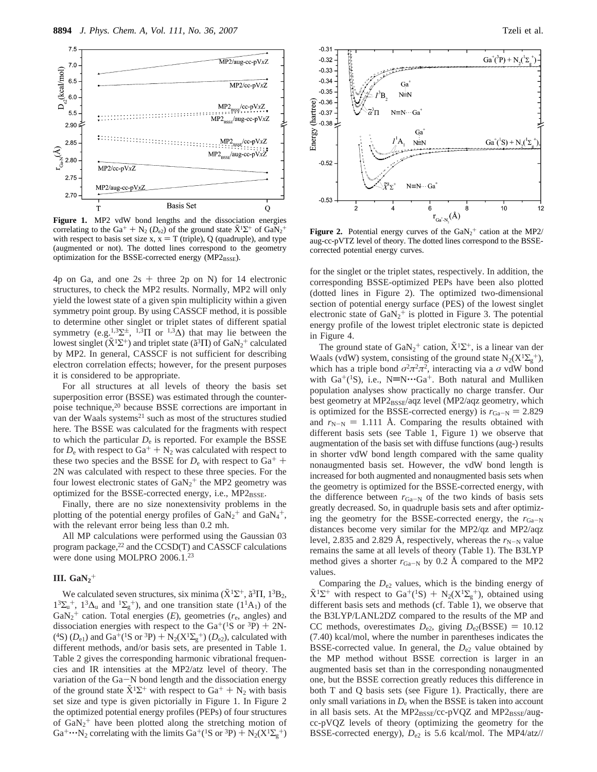Figure 1 (plot):

7.5
7.0
6.5
6.0
5.5
2.90
2.85
2.80
2.75
2.70

$D_{e2}$ (kcal/mol)

$r_{Ga-N}$ (Å)

MP2/aug-cc-pVxZ
MP2/cc-pVxZ
$MP2_{BSSE}$/cc-pVxZ
$MP2_{BSSE}$/aug-cc-pVxZ
$MP2_{BSSE}$/cc-pVxZ
$MP2_{BSSE}$/aug-cc-pVxZ
MP2/cc-pVxZ
MP2/aug-cc-pVxZ

T
Basis Set
Q

**Figure 1.** MP2 vdW bond lengths and the dissociation energies correlating to the $Ga^+ + N_2$ ($D_{e2}$) of the ground state $\tilde{X}^1\Sigma^+$ of $GaN_2^+$ with respect to basis set size x, x = T (triple), Q (quadruple), and type (augmented or not). The dotted lines correspond to the geometry optimization for the BSSE-corrected energy ($MP2_{BSSE}$).

Figure 2 (plot):

-0.31
-0.32
-0.33
-0.34
-0.35
-0.36
-0.37
-0.38
-0.52
-0.53

Energy (hartree)

$Ga^+(^3P) + N_2(^1\Sigma_g^+)$

$Ga^+$
$1^3B_2$
N≡N
$\tilde{a}^3\Pi$
N≡N⋯$Ga^+$

$Ga^+$
$1^1A_1$
N≡N

$Ga^+(^1S) + N_2(^1\Sigma_g^+)$

$\tilde{X}^1\Sigma^+$
N≡N⋯$Ga^+$

2
4
6
8
10
12

$r_{Ga^+-N_2}$ (Å)

**Figure 2.** Potential energy curves of the $GaN_2^+$ cation at the MP2/aug-cc-pVTZ level of theory. The dotted lines correspond to the BSSE-corrected potential energy curves.

4p on Ga, and one 2s + three 2p on N) for 14 electronic structures, to check the MP2 results. Normally, MP2 will only yield the lowest state of a given spin multiplicity within a given symmetry point group. By using CASSCF method, it is possible to determine other singlet or triplet states of different spatial symmetry (e.g.$^{1,3}\Sigma^{\pm}$, $^{1,3}\Pi$ or $^{1,3}\Delta$) that may lie between the lowest singlet ($\tilde{X}^1\Sigma^+$) and triplet state ($\tilde{a}^3\Pi$) of $GaN_2^+$ calculated by MP2. In general, CASSCF is not sufficient for describing electron correlation effects; however, for the present purposes it is considered to be appropriate.

For all structures at all levels of theory the basis set superposition error (BSSE) was estimated through the counterpoise technique,[20] because BSSE corrections are important in van der Waals systems[21] such as most of the structures studied here. The BSSE was calculated for the fragments with respect to which the particular $D_e$ is reported. For example the BSSE for $D_e$ with respect to $Ga^+ + N_2$ was calculated with respect to these two species and the BSSE for $D_e$ with respect to $Ga^+$ + 2N was calculated with respect to these three species. For the four lowest electronic states of $GaN_2^+$ the MP2 geometry was optimized for the BSSE-corrected energy, i.e., $MP2_{BSSE}$.

Finally, there are no size nonextensivity problems in the plotting of the potential energy profiles of $GaN_2^+$ and $GaN_4^+$, with the relevant error being less than 0.2 mh.

All MP calculations were performed using the Gaussian 03 program package,[22] and the CCSD(T) and CASSCF calculations were done using MOLPRO 2006.1.[23]

## III. $GaN_2^+$

We calculated seven structures, six minima ($\tilde{X}^1\Sigma^+$, $\tilde{a}^3\Pi$, $1^3B_2$, $1^3\Sigma_u^+$, $1^3\Delta_u$ and $^1\Sigma_g^+$), and one transition state ($1^1A_1$) of the $GaN_2^+$ cation. Total energies ($E$), geometries ($r_e$, angles) and dissociation energies with respect to the $Ga^+(^1S$ or $^3P) + 2N(^4S)$ ($D_{e1}$) and $Ga^+(^1S$ or $^3P) + N_2(X^1\Sigma_g^+)$ ($D_{e2}$), calculated with different methods, and/or basis sets, are presented in Table 1. Table 2 gives the corresponding harmonic vibrational frequencies and IR intensities at the MP2/atz level of theory. The variation of the Ga–N bond length and the dissociation energy of the ground state $\tilde{X}^1\Sigma^+$ with respect to $Ga^+ + N_2$ with basis set size and type is given pictorially in Figure 1. In Figure 2 the optimized potential energy profiles (PEPs) of four structures of $GaN_2^+$ have been plotted along the stretching motion of $Ga^+\cdots N_2$ correlating with the limits $Ga^+(^1S$ or $^3P) + N_2(X^1\Sigma_g^+)$ for the singlet or the triplet states, respectively. In addition, the corresponding BSSE-optimized PEPs have been also plotted (dotted lines in Figure 2). The optimized two-dimensional section of potential energy surface (PES) of the lowest singlet electronic state of $GaN_2^+$ is plotted in Figure 3. The potential energy profile of the lowest triplet electronic state is depicted in Figure 4.

The ground state of $GaN_2^+$ cation, $\tilde{X}^1\Sigma^+$, is a linear van der Waals (vdW) system, consisting of the ground state $N_2(X^1\Sigma_g^+)$, which has a triple bond $\sigma^2\pi^2\pi^2$, interacting via a $\sigma$ vdW bond with $Ga^+(^1S)$, i.e., N≡N⋯$Ga^+$. Both natural and Mulliken population analyses show practically no charge transfer. Our best geometry at $MP2_{BSSE}$/aqz level (MP2/aqz geometry, which is optimized for the BSSE-corrected energy) is $r_{Ga-N} = 2.829$ and $r_{N-N} = 1.111$ Å. Comparing the results obtained with different basis sets (see Table 1, Figure 1) we observe that augmentation of the basis set with diffuse functions (aug-) results in shorter vdW bond length compared with the same quality nonaugmented basis set. However, the vdW bond length is increased for both augmented and nonaugmented basis sets when the geometry is optimized for the BSSE-corrected energy, with the difference between $r_{Ga-N}$ of the two kinds of basis sets greatly decreased. So, in quadruple basis sets and after optimizing the geometry for the BSSE-corrected energy, the $r_{Ga-N}$ distances become very similar for the MP2/qz and MP2/aqz level, 2.835 and 2.829 Å, respectively, whereas the $r_{N-N}$ value remains the same at all levels of theory (Table 1). The B3LYP method gives a shorter $r_{Ga-N}$ by 0.2 Å compared to the MP2 values.

Comparing the $D_{e2}$ values, which is the binding energy of $\tilde{X}^1\Sigma^+$ with respect to $Ga^+(^1S) + N_2(X^1\Sigma_g^+)$, obtained using different basis sets and methods (cf. Table 1), we observe that the B3LYP/LANL2DZ compared to the results of the MP and CC methods, overestimates $D_{e2}$, giving $D_{e2}$(BSSE) = 10.12 (7.40) kcal/mol, where the number in parentheses indicates the BSSE-corrected value. In general, the $D_{e2}$ value obtained by the MP method without BSSE correction is larger in an augmented basis set than in the corresponding nonaugmented one, but the BSSE correction greatly reduces this difference in both T and Q basis sets (see Figure 1). Practically, there are only small variations in $D_e$ when the BSSE is taken into account in all basis sets. At the $MP2_{BSSE}$/cc-pVQZ and $MP2_{BSSE}$/aug-cc-pVQZ levels of theory (optimizing the geometry for the BSSE-corrected energy), $D_{e2}$ is 5.6 kcal/mol. The MP4/atz//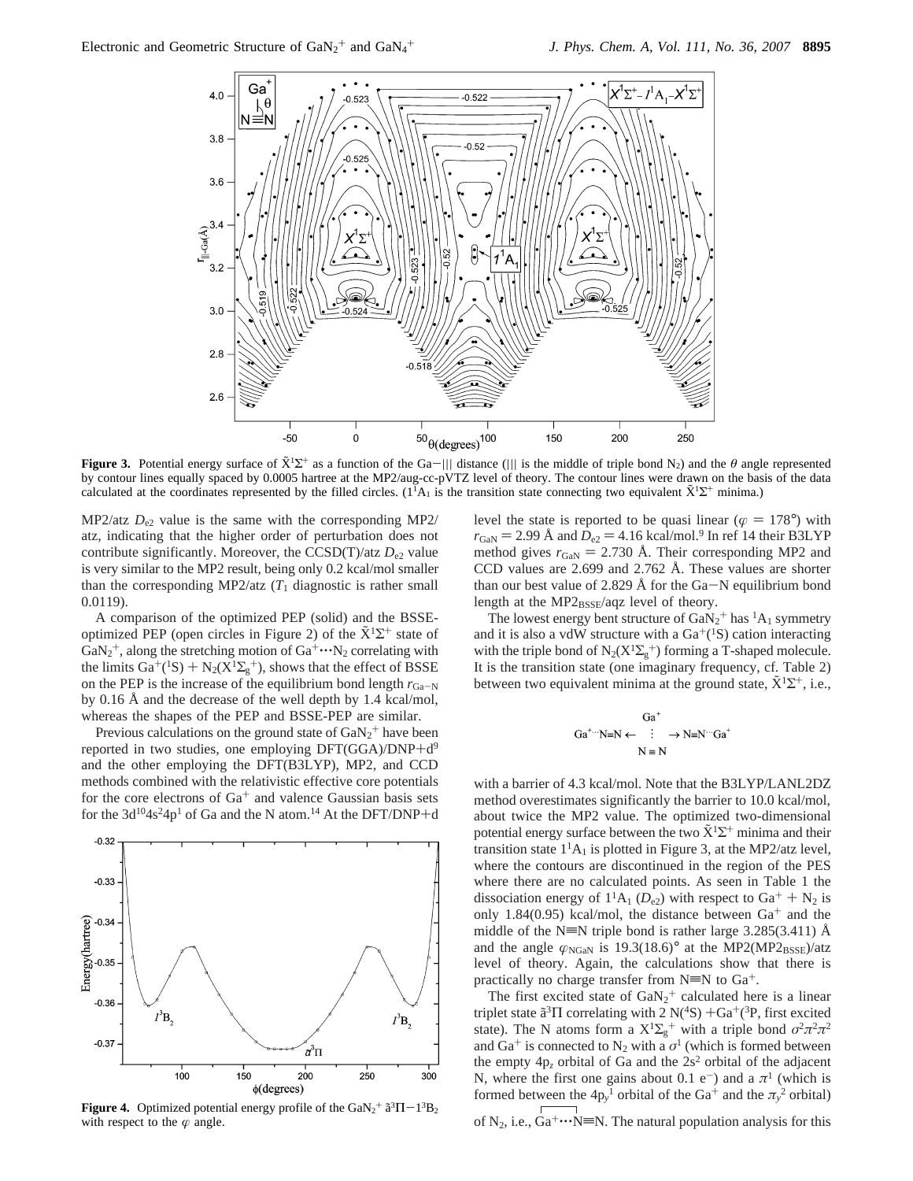Ga$^+$

θ

N≡N

$X^1\Sigma^+ - 1^1A_1 - X^1\Sigma^+$

-0.523

-0.522

-0.52

-0.525

$X^1\Sigma^+$

$X^1\Sigma^+$

$1^1A_1$

-0.523

-0.52

-0.52

-0.519

-0.522

-0.524

-0.525

-0.518

$r_{|||-Ga}$(Å)

4.0

3.8

3.6

3.4

3.2

3.0

2.8

2.6

-50

0

50

θ(degrees)

100

150

200

250

**Figure 3.** Potential energy surface of $\tilde{X}^1\Sigma^+$ as a function of the Ga−||| distance (||| is the middle of triple bond $N_2$) and the $\theta$ angle represented by contour lines equally spaced by 0.0005 hartree at the MP2/aug-cc-pVTZ level of theory. The contour lines were drawn on the basis of the data calculated at the coordinates represented by the filled circles. ($1^1A_1$ is the transition state connecting two equivalent $\tilde{X}^1\Sigma^+$ minima.)

MP2/atz $D_{e2}$ value is the same with the corresponding MP2/atz, indicating that the higher order of perturbation does not contribute significantly. Moreover, the CCSD(T)/atz $D_{e2}$ value is very similar to the MP2 result, being only 0.2 kcal/mol smaller than the corresponding MP2/atz ($T_1$ diagnostic is rather small 0.0119).

A comparison of the optimized PEP (solid) and the BSSE-optimized PEP (open circles in Figure 2) of the $\tilde{X}^1\Sigma^+$ state of $GaN_2^+$, along the stretching motion of $Ga^+\cdots N_2$ correlating with the limits $Ga^+(^1S) + N_2(X^1\Sigma_g^+)$, shows that the effect of BSSE on the PEP is the increase of the equilibrium bond length $r_{Ga-N}$ by 0.16 Å and the decrease of the well depth by 1.4 kcal/mol, whereas the shapes of the PEP and BSSE-PEP are similar.

Previous calculations on the ground state of $GaN_2^+$ have been reported in two studies, one employing DFT(GGA)/DNP+d[9] and the other employing the DFT(B3LYP), MP2, and CCD methods combined with the relativistic effective core potentials for the core electrons of $Ga^+$ and valence Gaussian basis sets for the $3d^{10}4s^24p^1$ of Ga and the N atom.[14] At the DFT/DNP+d level the state is reported to be quasi linear ($\varphi = 178°$) with $r_{GaN} = 2.99$ Å and $D_{e2} = 4.16$ kcal/mol.[9] In ref 14 their B3LYP method gives $r_{GaN} = 2.730$ Å. Their corresponding MP2 and CCD values are 2.699 and 2.762 Å. These values are shorter than our best value of 2.829 Å for the Ga−N equilibrium bond length at the $MP2_{BSSE}$/aqz level of theory.

The lowest energy bent structure of $GaN_2^+$ has $^1A_1$ symmetry and it is also a vdW structure with a $Ga^+(^1S)$ cation interacting with the triple bond of $N_2(X^1\Sigma_g^+)$ forming a T-shaped molecule. It is the transition state (one imaginary frequency, cf. Table 2) between two equivalent minima at the ground state, $\tilde{X}^1\Sigma^+$, i.e.,

$$Ga^+\cdots N{\equiv}N \leftarrow \begin{array}{c} Ga^+ \\ \vdots \\ N \equiv N \end{array} \rightarrow N{\equiv}N\cdots Ga^+$$

with a barrier of 4.3 kcal/mol. Note that the B3LYP/LANL2DZ method overestimates significantly the barrier to 10.0 kcal/mol, about twice the MP2 value. The optimized two-dimensional potential energy surface between the two $\tilde{X}^1\Sigma^+$ minima and their transition state $1^1A_1$ is plotted in Figure 3, at the MP2/atz level, where the contours are discontinued in the region of the PES where there are no calculated points. As seen in Table 1 the dissociation energy of $1^1A_1$ ($D_{e2}$) with respect to $Ga^+ + N_2$ is only 1.84(0.95) kcal/mol, the distance between $Ga^+$ and the middle of the N≡N triple bond is rather large 3.285(3.411) Å and the angle $\varphi_{NGaN}$ is 19.3(18.6)° at the MP2($MP2_{BSSE}$)/atz level of theory. Again, the calculations show that there is practically no charge transfer from N≡N to $Ga^+$.

The first excited state of $GaN_2^+$ calculated here is a linear triplet state $\tilde{a}^3\Pi$ correlating with 2 $N(^4S)$ +$Ga^+(^3P$, first excited state). The N atoms form a $X^1\Sigma_g^+$ with a triple bond $\sigma^2\pi^2\pi^2$ and $Ga^+$ is connected to $N_2$ with a $\sigma^1$ (which is formed between the empty $4p_z$ orbital of Ga and the $2s^2$ orbital of the adjacent N, where the first one gains about 0.1 e$^-$) and a $\pi^1$ (which is formed between the $4p_y^1$ orbital of the $Ga^+$ and the $\pi_y^2$ orbital) of $N_2$, i.e., $\overline{Ga^+\cdots N}{\equiv}N$. The natural population analysis for this

-0.32

-0.33

-0.34

-0.35

-0.36

-0.37

Energy(hartree)

$1^3B_2$

$1^3B_2$

$\tilde{a}^3\Pi$

100

150

200

250

300

φ(degrees)

**Figure 4.** Optimized potential energy profile of the $GaN_2^+$ $\tilde{a}^3\Pi-1^3B_2$ with respect to the $\varphi$ angle.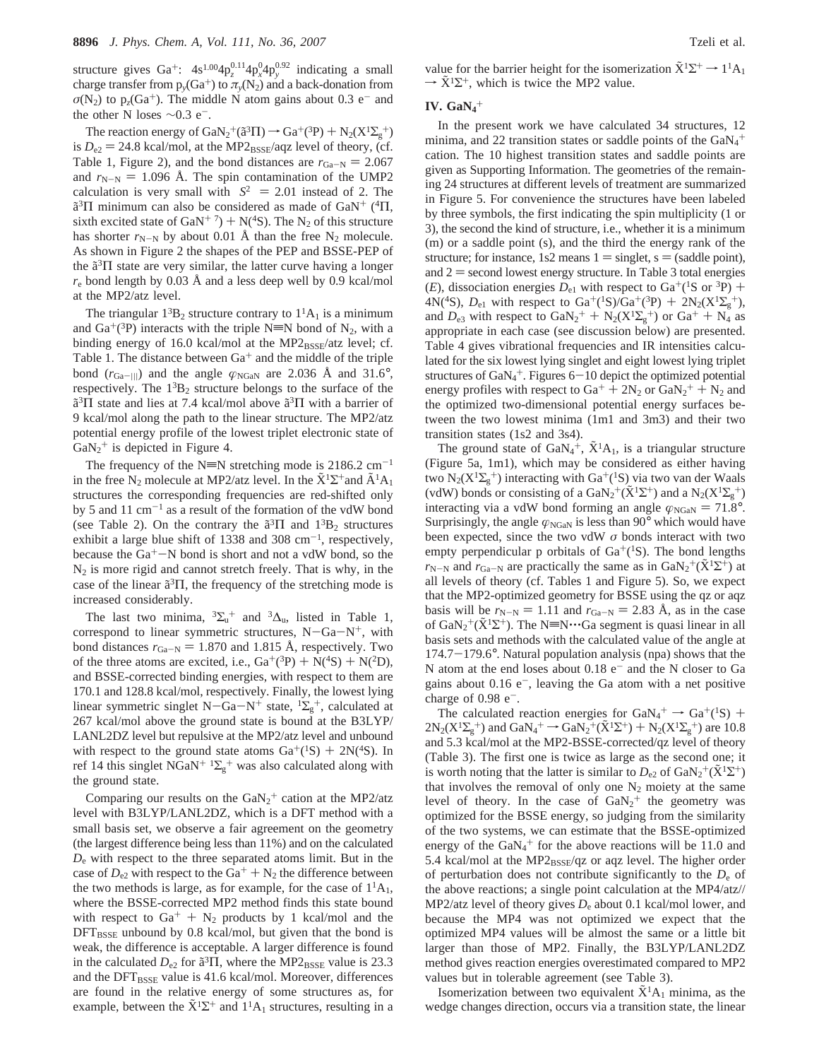structure gives $Ga^+$: $4s^{1.00}4p_z^{0.11}4p_x^0 4p_y^{0.92}$ indicating a small charge transfer from $p_y(Ga^+)$ to $\pi_y(N_2)$ and a back-donation from $\sigma(N_2)$ to $p_z(Ga^+)$. The middle N atom gains about 0.3 e⁻ and the other N loses ~0.3 e⁻.

The reaction energy of $GaN_2^+(\tilde{a}^3\Pi) \rightarrow Ga^+(^3P) + N_2(X^1\Sigma_g^+)$ is $D_{e2}$ = 24.8 kcal/mol, at the MP2$_{BSSE}$/aqz level of theory, (cf. Table 1, Figure 2), and the bond distances are $r_{Ga-N}$ = 2.067 and $r_{N-N}$ = 1.096 Å. The spin contamination of the UMP2 calculation is very small with $\langle S^2 \rangle$ = 2.01 instead of 2. The $\tilde{a}^3\Pi$ minimum can also be considered as made of $GaN^+$ ($^4\Pi$, sixth excited state of $GaN^+$ [7]) + $N(^4S)$. The $N_2$ of this structure has shorter $r_{N-N}$ by about 0.01 Å than the free $N_2$ molecule. As shown in Figure 2 the shapes of the PEP and BSSE-PEP of the $\tilde{a}^3\Pi$ state are very similar, the latter curve having a longer $r_e$ bond length by 0.03 Å and a less deep well by 0.9 kcal/mol at the MP2/atz level.

The triangular $1^3B_2$ structure contrary to $1^1A_1$ is a minimum and $Ga^+(^3P)$ interacts with the triple N≡N bond of $N_2$, with a binding energy of 16.0 kcal/mol at the MP2$_{BSSE}$/atz level; cf. Table 1. The distance between $Ga^+$ and the middle of the triple bond ($r_{Ga-|||}$) and the angle $\varphi_{NGaN}$ are 2.036 Å and 31.6°, respectively. The $1^3B_2$ structure belongs to the surface of the $\tilde{a}^3\Pi$ state and lies at 7.4 kcal/mol above $\tilde{a}^3\Pi$ with a barrier of 9 kcal/mol along the path to the linear structure. The MP2/atz potential energy profile of the lowest triplet electronic state of $GaN_2^+$ is depicted in Figure 4.

The frequency of the N≡N stretching mode is 2186.2 cm⁻¹ in the free $N_2$ molecule at MP2/atz level. In the $\tilde{X}^1\Sigma^+$ and $\tilde{A}^1A_1$ structures the corresponding frequencies are red-shifted only by 5 and 11 cm⁻¹ as a result of the formation of the vdW bond (see Table 2). On the contrary the $\tilde{a}^3\Pi$ and $1^3B_2$ structures exhibit a large blue shift of 1338 and 308 cm⁻¹, respectively, because the $Ga^+$–N bond is short and not a vdW bond, so the $N_2$ is more rigid and cannot stretch freely. That is why, in the case of the linear $\tilde{a}^3\Pi$, the frequency of the stretching mode is increased considerably.

The last two minima, $^3\Sigma_u^+$ and $^3\Delta_u$, listed in Table 1, correspond to linear symmetric structures, $N-Ga-N^+$, with bond distances $r_{Ga-N}$ = 1.870 and 1.815 Å, respectively. Two of the three atoms are excited, i.e., $Ga^+(^3P) + N(^4S) + N(^2D)$, and BSSE-corrected binding energies, with respect to them are 170.1 and 128.8 kcal/mol, respectively. Finally, the lowest lying linear symmetric singlet $N-Ga-N^+$ state, $^1\Sigma_g^+$, calculated at 267 kcal/mol above the ground state is bound at the B3LYP/LANL2DZ level but repulsive at the MP2/atz level and unbound with respect to the ground state atoms $Ga^+(^1S) + 2N(^4S)$. In ref 14 this singlet $NGaN^+$ $^1\Sigma_g^+$ was also calculated along with the ground state.

Comparing our results on the $GaN_2^+$ cation at the MP2/atz level with B3LYP/LANL2DZ, which is a DFT method with a small basis set, we observe a fair agreement on the geometry (the largest difference being less than 11%) and on the calculated $D_e$ with respect to the three separated atoms limit. But in the case of $D_{e2}$ with respect to the $Ga^+ + N_2$ the difference between the two methods is large, as for example, for the case of $1^1A_1$, where the BSSE-corrected MP2 method finds this state bound with respect to $Ga^+ + N_2$ products by 1 kcal/mol and the DFT$_{BSSE}$ unbound by 0.8 kcal/mol, but given that the bond is weak, the difference is acceptable. A larger difference is found in the calculated $D_{e2}$ for $\tilde{a}^3\Pi$, where the MP2$_{BSSE}$ value is 23.3 and the DFT$_{BSSE}$ value is 41.6 kcal/mol. Moreover, differences are found in the relative energy of some structures as, for example, between the $\tilde{X}^1\Sigma^+$ and $1^1A_1$ structures, resulting in a value for the barrier height for the isomerization $\tilde{X}^1\Sigma^+ \rightarrow 1^1A_1 \rightarrow \tilde{X}^1\Sigma^+$, which is twice the MP2 value.

## IV. $GaN_4^+$

In the present work we have calculated 34 structures, 12 minima, and 22 transition states or saddle points of the $GaN_4^+$ cation. The 10 highest transition states and saddle points are given as Supporting Information. The geometries of the remaining 24 structures at different levels of treatment are summarized in Figure 5. For convenience the structures have been labeled by three symbols, the first indicating the spin multiplicity (1 or 3), the second the kind of structure, i.e., whether it is a minimum (m) or a saddle point (s), and the third the energy rank of the structure; for instance, 1s2 means 1 = singlet, s = (saddle point), and 2 = second lowest energy structure. In Table 3 total energies ($E$), dissociation energies $D_{e1}$ with respect to $Ga^+(^1S$ or $^3P) + 4N(^4S)$, $D_{e1}$ with respect to $Ga^+(^1S)/Ga^+(^3P) + 2N_2(X^1\Sigma_g^+)$, and $D_{e3}$ with respect to $GaN_2^+ + N_2(X^1\Sigma_g^+)$ or $Ga^+ + N_4$ as appropriate in each case (see discussion below) are presented. Table 4 gives vibrational frequencies and IR intensities calculated for the six lowest lying singlet and eight lowest lying triplet structures of $GaN_4^+$. Figures 6–10 depict the optimized potential energy profiles with respect to $Ga^+ + 2N_2$ or $GaN_2^+ + N_2$ and the optimized two-dimensional potential energy surfaces between the two lowest minima (1m1 and 3m3) and their two transition states (1s2 and 3s4).

The ground state of $GaN_4^+$, $\tilde{X}^1A_1$, is a triangular structure (Figure 5a, 1m1), which may be considered as either having two $N_2(X^1\Sigma_g^+)$ interacting with $Ga^+(^1S)$ via two van der Waals (vdW) bonds or consisting of a $GaN_2^+(\tilde{X}^1\Sigma^+)$ and a $N_2(X^1\Sigma_g^+)$ interacting via a vdW bond forming an angle $\varphi_{NGaN}$ = 71.8°. Surprisingly, the angle $\varphi_{NGaN}$ is less than 90° which would have been expected, since the two vdW σ bonds interact with two empty perpendicular p orbitals of $Ga^+(^1S)$. The bond lengths $r_{N-N}$ and $r_{Ga-N}$ are practically the same as in $GaN_2^+(\tilde{X}^1\Sigma^+)$ at all levels of theory (cf. Tables 1 and Figure 5). So, we expect that the MP2-optimized geometry for BSSE using the qz or aqz basis will be $r_{N-N}$ = 1.11 and $r_{Ga-N}$ = 2.83 Å, as in the case of $GaN_2^+(\tilde{X}^1\Sigma^+)$. The N≡N···Ga segment is quasi linear in all basis sets and methods with the calculated value of the angle at 174.7–179.6°. Natural population analysis (npa) shows that the N atom at the end loses about 0.18 e⁻ and the N closer to Ga gains about 0.16 e⁻, leaving the Ga atom with a net positive charge of 0.98 e⁻.

The calculated reaction energies for $GaN_4^+ \rightarrow Ga^+(^1S) + 2N_2(X^1\Sigma_g^+)$ and $GaN_4^+ \rightarrow GaN_2^+(\tilde{X}^1\Sigma^+) + N_2(X^1\Sigma_g^+)$ are 10.8 and 5.3 kcal/mol at the MP2-BSSE-corrected/qz level of theory (Table 3). The first one is twice as large as the second one; it is worth noting that the latter is similar to $D_{e2}$ of $GaN_2^+(\tilde{X}^1\Sigma^+)$ that involves the removal of only one $N_2$ moiety at the same level of theory. In the case of $GaN_2^+$ the geometry was optimized for the BSSE energy, so judging from the similarity of the two systems, we can estimate that the BSSE-optimized energy of the $GaN_4^+$ for the above reactions will be 11.0 and 5.4 kcal/mol at the MP2$_{BSSE}$/qz or aqz level. The higher order of perturbation does not contribute significantly to the $D_e$ of the above reactions; a single point calculation at the MP4/atz//MP2/atz level of theory gives $D_e$ about 0.1 kcal/mol lower, and because the MP4 was not optimized we expect that the optimized MP4 values will be almost the same or a little bit larger than those of MP2. Finally, the B3LYP/LANL2DZ method gives reaction energies overestimated compared to MP2 values but in tolerable agreement (see Table 3).

Isomerization between two equivalent $\tilde{X}^1A_1$ minima, as the wedge changes direction, occurs via a transition state, the linear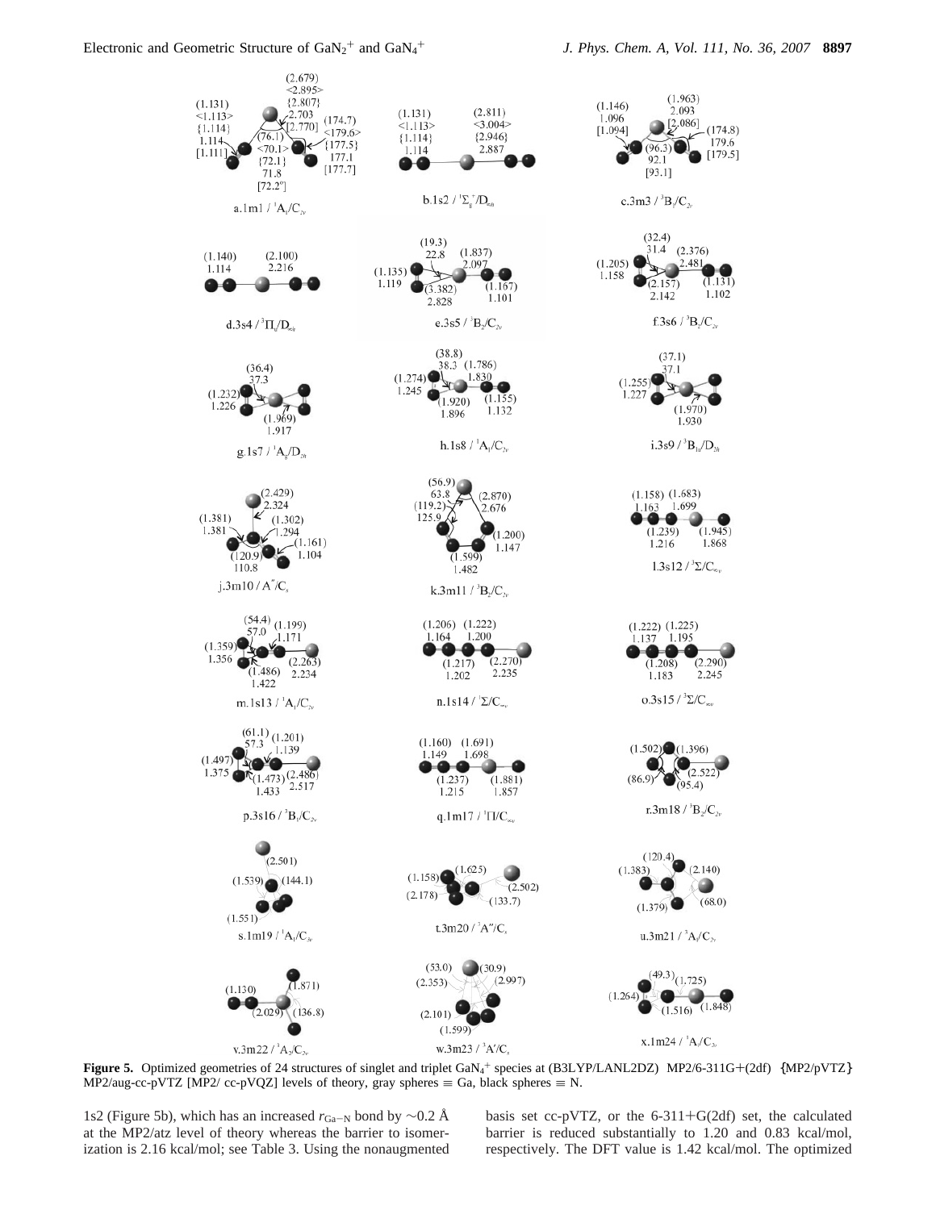a.1m1 / $^1A_1/C_{2v}$

(1.131) <1.113> {1.114} 1.114 [1.111]

(2.679) <2.895> {2.807} 2.703 [2.770]

(76.1) <70.1> {72.1} 71.8 [72.2°]

(174.7) <179.6> {177.5} 177.1 [177.7]

b.1s2 / $^1\Sigma_g^+/D_{\infty h}$

(1.131) <1.113> {1.114} 1.114

(2.811) <3.004> {2.946} 2.887

c.3m3 / $^3B_1/C_{2v}$

(1.146) 1.096 [1.094]

(1.963) 2.093 [2.086]

(96.3) 92.1 [93.1]

(174.8) 179.6 [179.5]

d.3s4 / $^3\Pi_u/D_{\infty h}$

(1.140) 1.114

(2.100) 2.216

e.3s5 / $^3B_2/C_{2v}$

(19.3) 22.8

(1.135) 1.119

(1.837) 2.097

(3.382) 2.828

(1.167) 1.101

f.3s6 / $^3B_2/C_{2v}$

(32.4) 31.4

(1.205) 1.158

(2.376) 2.481

(2.157) 2.142

(1.131) 1.102

g.1s7 / $^1A_g/D_{2h}$

(36.4) 37.3

(1.232) 1.226

(1.969) 1.917

h.1s8 / $^1A_1/C_{2v}$

(38.8) 38.3

(1.274) 1.245

(1.786) 1.830

(1.920) 1.896

(1.155) 1.132

i.3s9 / $^3B_{1u}/D_{2h}$

(37.1) 37.1

(1.255) 1.227

(1.970) 1.930

j.3m10 / $A''/C_s$

(2.429) 2.324

(1.381) 1.381

(1.302) 1.294

(120.9) 110.8

(1.161) 1.104

k.3m11 / $^3B_2/C_{2v}$

(56.9) 63.8

(119.2) 125.9

(2.870) 2.676

(1.200) 1.147

(1.599) 1.482

l.3s12 / $^3\Sigma/C_{\infty v}$

(1.158) 1.163

(1.683) 1.699

(1.239) 1.216

(1.945) 1.868

m.1s13 / $^1A_1/C_{2v}$

(54.4) 57.0

(1.199) 1.171

(1.359) 1.356

(1.486) 1.422

(2.263) 2.234

n.1s14 / $^1\Sigma/C_{\infty v}$

(1.206) 1.164

(1.222) 1.200

(1.217) 1.202

(2.270) 2.235

o.3s15 / $^3\Sigma/C_{\infty v}$

(1.222) 1.137

(1.225) 1.195

(1.208) 1.183

(2.290) 2.245

p.3s16 / $^3B_1/C_{2v}$

(61.1) 57.3

(1.201) 1.139

(1.497) 1.375

(1.473) 1.433

(2.486) 2.517

q.1m17 / $^1\Pi/C_{\infty v}$

(1.160) 1.149

(1.691) 1.698

(1.237) 1.215

(1.881) 1.857

r.3m18 / $^3B_2/C_{2v}$

(1.502) (1.396) (86.9) (2.522) (95.4)

s.1m19 / $^1A_1/C_{3v}$

(2.501) (1.539) (144.1) (1.551)

t.3m20 / $^3A''/C_s$

(1.158) (1.625) (2.178) (2.502) (133.7)

u.3m21 / $^3A_1/C_{2v}$

(120.4) (1.383) (2.140) (1.379) (68.0)

v.3m22 / $^3A_2/C_{2v}$

(1.130) (1.871) (2.029) (136.8)

w.3m23 / $^3A'/C_s$

(53.0) (30.9) (2.353) (2.997) (2.101) (1.599)

x.1m24 / $^1A_1/C_{2v}$

(49.3) (1.725) (1.264) (1.516) (1.848)

**Figure 5.** Optimized geometries of 24 structures of singlet and triplet $GaN_4^+$ species at (B3LYP/LANL2DZ) MP2/6-311G+(2df) {MP2/pVTZ} MP2/aug-cc-pVTZ [MP2/ cc-pVQZ] levels of theory, gray spheres ≡ Ga, black spheres ≡ N.

1s2 (Figure 5b), which has an increased $r_{Ga-N}$ bond by ~0.2 Å at the MP2/atz level of theory whereas the barrier to isomerization is 2.16 kcal/mol; see Table 3. Using the nonaugmented basis set cc-pVTZ, or the 6-311+G(2df) set, the calculated barrier is reduced substantially to 1.20 and 0.83 kcal/mol, respectively. The DFT value is 1.42 kcal/mol. The optimized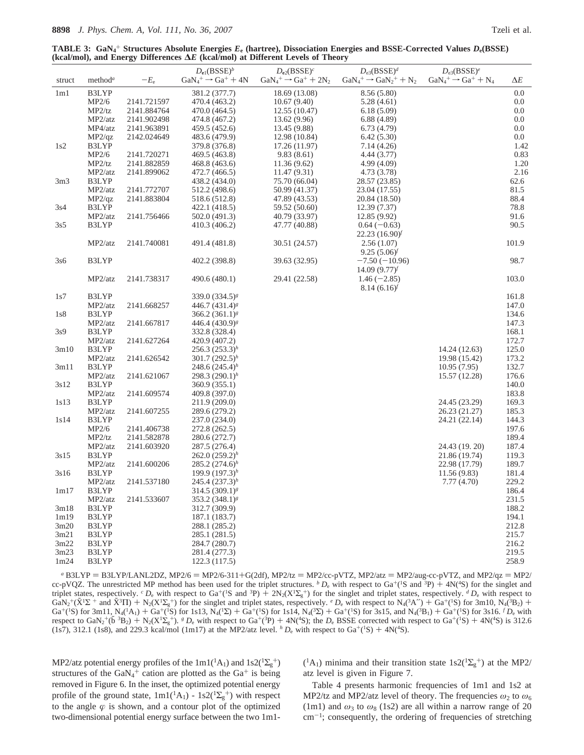**TABLE 3: $GaN_4^+$ Structures Absolute Energies $E_e$ (hartree), Dissociation Energies and BSSE-Corrected Values $D_e$(BSSE) (kcal/mol), and Energy Differences $\Delta E$ (kcal/mol) at Different Levels of Theory**

| struct | method[a] | $-E_e$ | $D_{e1}$(BSSE)[b] $GaN_4^+ \rightarrow Ga^+ + 4N$ | $D_{e2}$(BSSE)[c] $GaN_4^+ \rightarrow Ga^+ + 2N_2$ | $D_{e3}$(BSSE)[d] $GaN_4^+ \rightarrow GaN_2^+ + N_2$ | $D_{e3}$(BSSE)[e] $GaN_4^+ \rightarrow Ga^+ + N_4$ | $\Delta E$ |
|---|---|---|---|---|---|---|---|
| 1m1 | B3LYP | | 381.2 (377.7) | 18.69 (13.08) | 8.56 (5.80) | | 0.0 |
| | MP2/6 | 2141.721597 | 470.4 (463.2) | 10.67 (9.40) | 5.28 (4.61) | | 0.0 |
| | MP2/tz | 2141.884764 | 470.0 (464.5) | 12.55 (10.47) | 6.18 (5.09) | | 0.0 |
| | MP2/atz | 2141.902498 | 474.8 (467.2) | 13.62 (9.96) | 6.88 (4.89) | | 0.0 |
| | MP4/atz | 2141.963891 | 459.5 (452.6) | 13.45 (9.88) | 6.73 (4.79) | | 0.0 |
| | MP2/qz | 2142.024649 | 483.6 (479.9) | 12.98 (10.84) | 6.42 (5.30) | | 0.0 |
| 1s2 | B3LYP | | 379.8 (376.8) | 17.26 (11.97) | 7.14 (4.26) | | 1.42 |
| | MP2/6 | 2141.720271 | 469.5 (463.8) | 9.83 (8.61) | 4.44 (3.77) | | 0.83 |
| | MP2/tz | 2141.882859 | 468.8 (463.6) | 11.36 (9.62) | 4.99 (4.09) | | 1.20 |
| | MP2/atz | 2141.899062 | 472.7 (466.5) | 11.47 (9.31) | 4.73 (3.78) | | 2.16 |
| 3m3 | B3LYP | | 438.2 (434.0) | 75.70 (66.04) | 28.57 (23.85) | | 62.6 |
| | MP2/atz | 2141.772707 | 512.2 (498.6) | 50.99 (41.37) | 23.04 (17.55) | | 81.5 |
| | MP2/qz | 2141.883804 | 518.6 (512.8) | 47.89 (43.53) | 20.84 (18.50) | | 88.4 |
| 3s4 | B3LYP | | 422.1 (418.5) | 59.52 (50.60) | 12.39 (7.37) | | 78.8 |
| | MP2/atz | 2141.756466 | 502.0 (491.3) | 40.79 (33.97) | 12.85 (9.92) | | 91.6 |
| 3s5 | B3LYP | | 410.3 (406.2) | 47.77 (40.88) | 0.64 (−0.63) 22.23 (16.90)[f] | | 90.5 |
| | MP2/atz | 2141.740081 | 491.4 (481.8) | 30.51 (24.57) | 2.56 (1.07) 9.25 (5.06)[f] | | 101.9 |
| 3s6 | B3LYP | | 402.2 (398.8) | 39.63 (32.95) | −7.50 (−10.96) 14.09 (9.77)[f] | | 98.7 |
| | MP2/atz | 2141.738317 | 490.6 (480.1) | 29.41 (22.58) | 1.46 (−2.85) 8.14 (6.16)[f] | | 103.0 |
| 1s7 | B3LYP | | 339.0 (334.5)[g] | | | | 161.8 |
| | MP2/atz | 2141.668257 | 446.7 (431.4)[g] | | | | 147.0 |
| 1s8 | B3LYP | | 366.2 (361.1)[g] | | | | 134.6 |
| | MP2/atz | 2141.667817 | 446.4 (430.9)[g] | | | | 147.3 |
| 3s9 | B3LYP | | 332.8 (328.4) | | | | 168.1 |
| | MP2/atz | 2141.627264 | 420.9 (407.2) | | | | 172.7 |
| 3m10 | B3LYP | | 256.3 (253.3)[h] | | | 14.24 (12.63) | 125.0 |
| | MP2/atz | 2141.626542 | 301.7 (292.5)[h] | | | 19.98 (15.42) | 173.2 |
| 3m11 | B3LYP | | 248.6 (245.4)[h] | | | 10.95 (7.95) | 132.7 |
| | MP2/atz | 2141.621067 | 298.3 (290.1)[h] | | | 15.57 (12.28) | 176.6 |
| 3s12 | B3LYP | | 360.9 (355.1) | | | | 140.0 |
| | MP2/atz | 2141.609574 | 409.8 (397.0) | | | | 183.8 |
| 1s13 | B3LYP | | 211.9 (209.0) | | | 24.45 (23.29) | 169.3 |
| | MP2/atz | 2141.607255 | 289.6 (279.2) | | | 26.23 (21.27) | 185.3 |
| 1s14 | B3LYP | | 237.0 (234.0) | | | 24.21 (22.14) | 144.3 |
| | MP2/6 | 2141.406738 | 272.8 (262.5) | | | | 197.6 |
| | MP2/tz | 2141.582878 | 280.6 (272.7) | | | | 189.4 |
| | MP2/atz | 2141.603920 | 287.5 (276.4) | | | 24.43 (19. 20) | 187.4 |
| 3s15 | B3LYP | | 262.0 (259.2)[h] | | | 21.86 (19.74) | 119.3 |
| | MP2/atz | 2141.600206 | 285.2 (274.6)[h] | | | 22.98 (17.79) | 189.7 |
| 3s16 | B3LYP | | 199.9 (197.3)[h] | | | 11.56 (9.83) | 181.4 |
| | MP2/atz | 2141.537180 | 245.4 (237.3)[h] | | | 7.77 (4.70) | 229.2 |
| 1m17 | B3LYP | | 314.5 (309.1)[g] | | | | 186.4 |
| | MP2/atz | 2141.533607 | 353.2 (348.1)[g] | | | | 231.5 |
| 3m18 | B3LYP | | 312.7 (309.9) | | | | 188.2 |
| 1m19 | B3LYP | | 187.1 (183.7) | | | | 194.1 |
| 3m20 | B3LYP | | 288.1 (285.2) | | | | 212.8 |
| 3m21 | B3LYP | | 285.1 (281.5) | | | | 215.7 |
| 3m22 | B3LYP | | 284.7 (280.7) | | | | 216.2 |
| 3m23 | B3LYP | | 281.4 (277.3) | | | | 219.5 |
| 1m24 | B3LYP | | 122.3 (117.5) | | | | 258.9 |

[a] B3LYP = B3LYP/LANL2DZ, MP2/6 = MP2/6-311+G(2df), MP2/tz = MP2/cc-pVTZ, MP2/atz = MP2/aug-cc-pVTZ, and MP2/qz = MP2/cc-pVQZ. The unrestricted MP method has been used for the triplet structures. [b] $D_e$ with respect to $Ga^+(^1S$ and $^3P) + 4N(^4S)$ for the singlet and triplet states, respectively. [c] $D_e$ with respect to $Ga^+(^1S$ and $^3P) + 2N_2(X^1\Sigma_g^+)$ for the singlet and triplet states, respectively. [d] $D_e$ with respect to $GaN_2^+(\tilde{X}^1\Sigma^+$ and $\tilde{X}^3\Pi) + N_2(X^1\Sigma_g^+)$ for the singlet and triplet states, respectively. [e] $D_e$ with respect to $N_4(^3A'') + Ga^+(^1S)$ for 3m10, $N_4(^3B_2) + Ga^+(^1S)$ for 3m11, $N_4(^1A_1) + Ga^+(^1S)$ for 1s13, $N_4(^1\Sigma) + Ga^+(^1S)$ for 1s14, $N_4(^3\Sigma) + Ga^+(^1S)$ for 3s15, and $N_4(^3B_1) + Ga^+(^1S)$ for 3s16. [f] $D_e$ with respect to $GaN_2^+(\tilde{b}\,^3B_2) + N_2(X^1\Sigma_g^+)$. [g] $D_e$ with respect to $Ga^+(^3P) + 4N(^4S)$; the $D_e$ BSSE corrected with respect to $Ga^+(^1S) + 4N(^4S)$ is 312.6 (1s7), 312.1 (1s8), and 229.3 kcal/mol (1m17) at the MP2/atz level. [h] $D_e$ with respect to $Ga^+(^1S) + 4N(^4S)$.

MP2/atz potential energy profiles of the $1m1(^1A_1)$ and $1s2(^1\Sigma_g^+)$ structures of the $GaN_4^+$ cation are plotted as the $Ga^+$ is being removed in Figure 6. In the inset, the optimized potential energy profile of the ground state, $1m1(^1A_1)$ - $1s2(^1\Sigma_g^+)$ with respect to the angle $\varphi$ is shown, and a contour plot of the optimized two-dimensional potential energy surface between the two 1m1-$(^1A_1)$ minima and their transition state $1s2(^1\Sigma_g^+)$ at the MP2/atz level is given in Figure 7.

Table 4 presents harmonic frequencies of 1m1 and 1s2 at MP2/tz and MP2/atz level of theory. The frequencies $\omega_2$ to $\omega_6$ (1m1) and $\omega_3$ to $\omega_8$ (1s2) are all within a narrow range of 20 $cm^{-1}$; consequently, the ordering of frequencies of stretching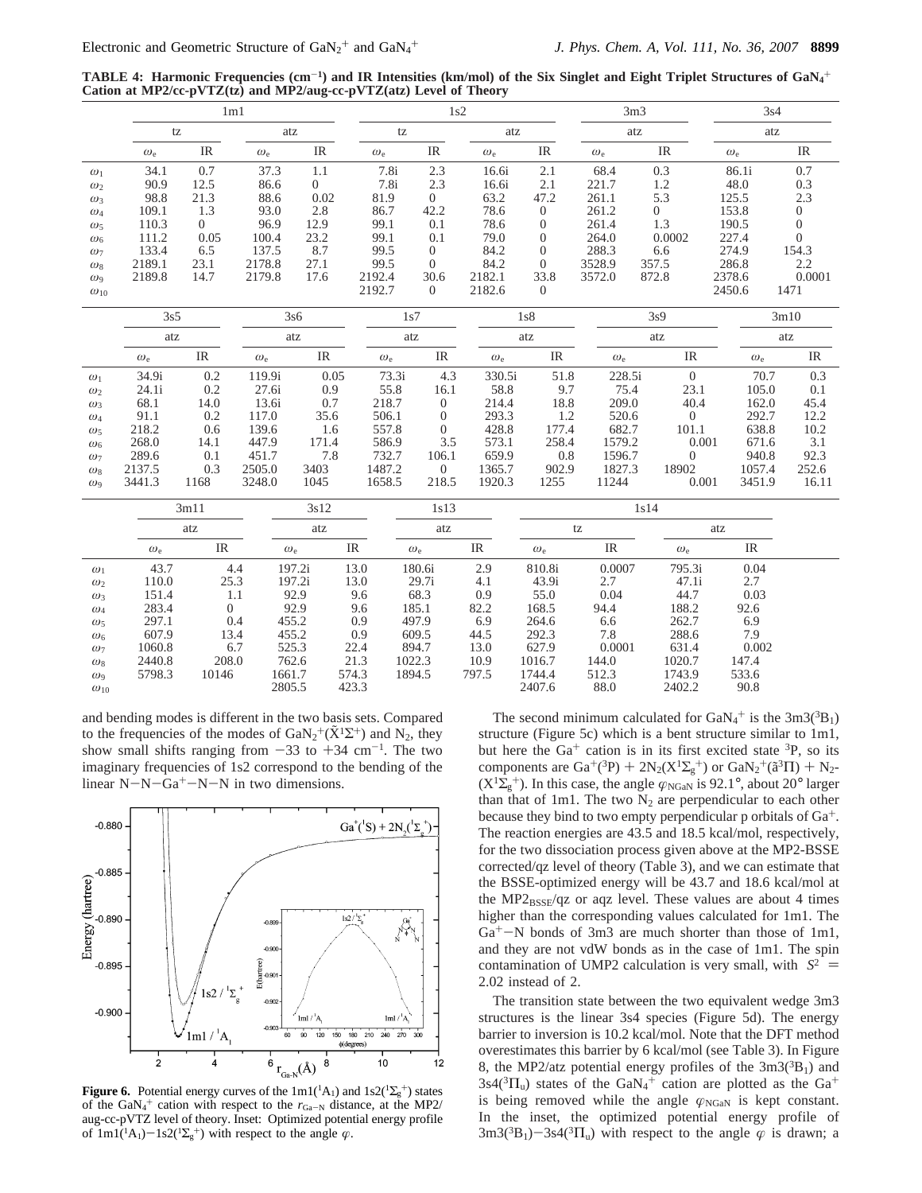**TABLE 4: Harmonic Frequencies ($cm^{-1}$) and IR Intensities (km/mol) of the Six Singlet and Eight Triplet Structures of $GaN_4^+$ Cation at MP2/cc-pVTZ(tz) and MP2/aug-cc-pVTZ(atz) Level of Theory**

| | 1m1 | | | | 1s2 | | | | 3m3 | | 3s4 | |
|---|---|---|---|---|---|---|---|---|---|---|---|---|
| | tz | | atz | | tz | | atz | | atz | | atz | |
| | $\omega_e$ | IR | $\omega_e$ | IR | $\omega_e$ | IR | $\omega_e$ | IR | $\omega_e$ | IR | $\omega_e$ | IR |
| $\omega_1$ | 34.1 | 0.7 | 37.3 | 1.1 | 7.8i | 2.3 | 16.6i | 2.1 | 68.4 | 0.3 | 86.1i | 0.7 |
| $\omega_2$ | 90.9 | 12.5 | 86.6 | 0 | 7.8i | 2.3 | 16.6i | 2.1 | 221.7 | 1.2 | 48.0 | 0.3 |
| $\omega_3$ | 98.8 | 21.3 | 88.6 | 0.02 | 81.9 | 0 | 63.2 | 47.2 | 261.1 | 5.3 | 125.5 | 2.3 |
| $\omega_4$ | 109.1 | 1.3 | 93.0 | 2.8 | 86.7 | 42.2 | 78.6 | 0 | 261.2 | 0 | 153.8 | 0 |
| $\omega_5$ | 110.3 | 0 | 96.9 | 12.9 | 99.1 | 0.1 | 78.6 | 0 | 261.4 | 1.3 | 190.5 | 0 |
| $\omega_6$ | 111.2 | 0.05 | 100.4 | 23.2 | 99.1 | 0.1 | 79.0 | 0 | 264.0 | 0.0002 | 227.4 | 0 |
| $\omega_7$ | 133.4 | 6.5 | 137.5 | 8.7 | 99.5 | 0 | 84.2 | 0 | 288.3 | 6.6 | 274.9 | 154.3 |
| $\omega_8$ | 2189.1 | 23.1 | 2178.8 | 27.1 | 99.5 | 0 | 84.2 | 0 | 3528.9 | 357.5 | 286.8 | 2.2 |
| $\omega_9$ | 2189.8 | 14.7 | 2179.8 | 17.6 | 2192.4 | 30.6 | 2182.1 | 33.8 | 3572.0 | 872.8 | 2378.6 | 0.0001 |
| $\omega_{10}$ | | | | | 2192.7 | 0 | 2182.6 | 0 | | | 2450.6 | 1471 |

| | 3s5 | | 3s6 | | 1s7 | | 1s8 | | 3s9 | | 3m10 | |
|---|---|---|---|---|---|---|---|---|---|---|---|---|
| | atz | | atz | | atz | | atz | | atz | | atz | |
| | $\omega_e$ | IR | $\omega_e$ | IR | $\omega_e$ | IR | $\omega_e$ | IR | $\omega_e$ | IR | $\omega_e$ | IR |
| $\omega_1$ | 34.9i | 0.2 | 119.9i | 0.05 | 73.3i | 4.3 | 330.5i | 51.8 | 228.5i | 0 | 70.7 | 0.3 |
| $\omega_2$ | 24.1i | 0.2 | 27.6i | 0.9 | 55.8 | 16.1 | 58.8 | 9.7 | 75.4 | 23.1 | 105.0 | 0.1 |
| $\omega_3$ | 68.1 | 14.0 | 13.6i | 0.7 | 218.7 | 0 | 214.4 | 18.8 | 209.0 | 40.4 | 162.0 | 45.4 |
| $\omega_4$ | 91.1 | 0.2 | 117.0 | 35.6 | 506.1 | 0 | 293.3 | 1.2 | 520.6 | 0 | 292.7 | 12.2 |
| $\omega_5$ | 218.2 | 0.6 | 139.6 | 1.6 | 557.8 | 0 | 428.8 | 177.4 | 682.7 | 101.1 | 638.8 | 10.2 |
| $\omega_6$ | 268.0 | 14.1 | 447.9 | 171.4 | 586.9 | 3.5 | 573.1 | 258.4 | 1579.2 | 0.001 | 671.6 | 3.1 |
| $\omega_7$ | 289.6 | 0.1 | 451.7 | 7.8 | 732.7 | 106.1 | 659.9 | 0.8 | 1596.7 | 0 | 940.8 | 92.3 |
| $\omega_8$ | 2137.5 | 0.3 | 2505.0 | 3403 | 1487.2 | 0 | 1365.7 | 902.9 | 1827.3 | 18902 | 1057.4 | 252.6 |
| $\omega_9$ | 3441.3 | 1168 | 3248.0 | 1045 | 1658.5 | 218.5 | 1920.3 | 1255 | 11244 | 0.001 | 3451.9 | 16.11 |

| | 3m11 | | 3s12 | | 1s13 | | 1s14 | | | |
|---|---|---|---|---|---|---|---|---|---|---|
| | atz | | atz | | atz | | tz | | atz | |
| | $\omega_e$ | IR | $\omega_e$ | IR | $\omega_e$ | IR | $\omega_e$ | IR | $\omega_e$ | IR |
| $\omega_1$ | 43.7 | 4.4 | 197.2i | 13.0 | 180.6i | 2.9 | 810.8i | 0.0007 | 795.3i | 0.04 |
| $\omega_2$ | 110.0 | 25.3 | 197.2i | 13.0 | 29.7i | 4.1 | 43.9i | 2.7 | 47.1i | 2.7 |
| $\omega_3$ | 151.4 | 1.1 | 92.9 | 9.6 | 68.3 | 0.9 | 55.0 | 0.04 | 44.7 | 0.03 |
| $\omega_4$ | 283.4 | 0 | 92.9 | 9.6 | 185.1 | 82.2 | 168.5 | 94.4 | 188.2 | 92.6 |
| $\omega_5$ | 297.1 | 0.4 | 455.2 | 0.9 | 497.9 | 6.9 | 264.6 | 6.6 | 262.7 | 6.9 |
| $\omega_6$ | 607.9 | 13.4 | 455.2 | 0.9 | 609.5 | 44.5 | 292.3 | 7.8 | 288.6 | 7.9 |
| $\omega_7$ | 1060.8 | 6.7 | 525.3 | 22.4 | 894.7 | 13.0 | 627.9 | 0.0001 | 631.4 | 0.002 |
| $\omega_8$ | 2440.8 | 208.0 | 762.6 | 21.3 | 1022.3 | 10.9 | 1016.7 | 144.0 | 1020.7 | 147.4 |
| $\omega_9$ | 5798.3 | 10146 | 1661.7 | 574.3 | 1894.5 | 797.5 | 1744.4 | 512.3 | 1743.9 | 533.6 |
| $\omega_{10}$ | | | 2805.5 | 423.3 | | | 2407.6 | 88.0 | 2402.2 | 90.8 |

and bending modes is different in the two basis sets. Compared to the frequencies of the modes of $GaN_2^+(\tilde{X}^1\Sigma^+)$ and $N_2$, they show small shifts ranging from $-33$ to $+34$ $cm^{-1}$. The two imaginary frequencies of 1s2 correspond to the bending of the linear $N-N-Ga^+-N-N$ in two dimensions.

Ga+(1S) + 2N2(1Σg+)
Energy (hartree)
-0.880
-0.885
-0.890
-0.895
-0.900
1s2 / 1Σg+
1m1 / 1A1
rGa-N(Å)
2 4 6 8 10 12
E(hartree)
-0.899
-0.900
-0.901
-0.902
-0.903
1s2 / 1Σg+
1m1 / 1A1
1m1 / 1A1
φ(degrees)
60 90 120 150 180 210 240 270 300

**Figure 6.** Potential energy curves of the $1m1(^1A_1)$ and $1s2(^1\Sigma_g^+)$ states of the $GaN_4^+$ cation with respect to the $r_{Ga-N}$ distance, at the MP2/aug-cc-pVTZ level of theory. Inset: Optimized potential energy profile of $1m1(^1A_1)-1s2(^1\Sigma_g^+)$ with respect to the angle $\varphi$.

The second minimum calculated for $GaN_4^+$ is the $3m3(^3B_1)$ structure (Figure 5c) which is a bent structure similar to 1m1, but here the $Ga^+$ cation is in its first excited state $^3P$, so its components are $Ga^+(^3P) + 2N_2(X^1\Sigma_g^+)$ or $GaN_2^+(\tilde{a}^3\Pi) + N_2(X^1\Sigma_g^+)$. In this case, the angle $\varphi_{NGaN}$ is 92.1°, about 20° larger than that of 1m1. The two $N_2$ are perpendicular to each other because they bind to two empty perpendicular p orbitals of $Ga^+$. The reaction energies are 43.5 and 18.5 kcal/mol, respectively, for the two dissociation process given above at the MP2-BSSE corrected/qz level of theory (Table 3), and we can estimate that the BSSE-optimized energy will be 43.7 and 18.6 kcal/mol at the $MP2_{BSSE}$/qz or aqz level. These values are about 4 times higher than the corresponding values calculated for 1m1. The $Ga^+-N$ bonds of 3m3 are much shorter than those of 1m1, and they are not vdW bonds as in the case of 1m1. The spin contamination of UMP2 calculation is very small, with $S^2 = 2.02$ instead of 2.

The transition state between the two equivalent wedge 3m3 structures is the linear 3s4 species (Figure 5d). The energy barrier to inversion is 10.2 kcal/mol. Note that the DFT method overestimates this barrier by 6 kcal/mol (see Table 3). In Figure 8, the MP2/atz potential energy profiles of the $3m3(^3B_1)$ and $3s4(^3\Pi_u)$ states of the $GaN_4^+$ cation are plotted as the $Ga^+$ is being removed while the angle $\varphi_{NGaN}$ is kept constant. In the inset, the optimized potential energy profile of $3m3(^3B_1)-3s4(^3\Pi_u)$ with respect to the angle $\varphi$ is drawn; a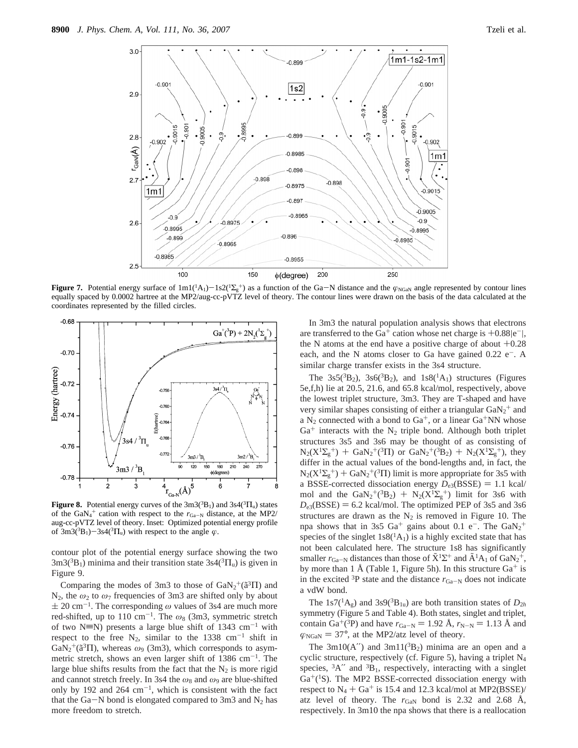1m1-1s2-1m1

1s2

1m1

1m1

-0.899

-0.901

-0.901

-0.9015

-0.901

-0.9005

-0.9

-0.8995

-0.9

-0.9005

-0.901

-0.9015

-0.902

-0.902

-0.899

-0.8985

-0.898

-0.898

-0.898

-0.8975

-0.897

-0.8965

-0.8975

-0.8965

-0.896

-0.8955

-0.9

-0.8995

-0.899

-0.8985

-0.901

-0.9015

-0.9005

-0.9

-0.8995

-0.8985

$r_{GaN}$(Å)

$\phi$(degree)

**Figure 7.** Potential energy surface of $1m1(^1A_1)-1s2(^1\Sigma_g^+)$ as a function of the Ga−N distance and the $\varphi_{NGaN}$ angle represented by contour lines equally spaced by 0.0002 hartree at the MP2/aug-cc-pVTZ level of theory. The contour lines were drawn on the basis of the data calculated at the coordinates represented by the filled circles.

$Ga^+(^3P) + 2N_2(^1\Sigma_g^+)$

3s4 / $^3\Pi_u$

3m3 / $^3B_1$

3m2 / $^3B_1$

Energy (hartree)

E(hartree)

$\phi$(degrees)

$r_{Ga-N}$(Å)

**Figure 8.** Potential energy curves of the $3m3(^3B_1)$ and $3s4(^3\Pi_u)$ states of the $GaN_4^+$ cation with respect to the $r_{Ga-N}$ distance, at the MP2/aug-cc-pVTZ level of theory. Inset: Optimized potential energy profile of $3m3(^3B_1)-3s4(^3\Pi_u)$ with respect to the angle $\varphi$.

contour plot of the potential energy surface showing the two $3m3(^3B_1)$ minima and their transition state $3s4(^3\Pi_u)$ is given in Figure 9.

Comparing the modes of 3m3 to those of $GaN_2^+(\tilde{a}^3\Pi)$ and $N_2$, the $\omega_2$ to $\omega_7$ frequencies of 3m3 are shifted only by about $\pm$ 20 cm$^{-1}$. The corresponding $\omega$ values of 3s4 are much more red-shifted, up to 110 cm$^{-1}$. The $\omega_8$ (3m3, symmetric stretch of two N≡N) presents a large blue shift of 1343 cm$^{-1}$ with respect to the free $N_2$, similar to the 1338 cm$^{-1}$ shift in $GaN_2^+(\tilde{a}^3\Pi)$, whereas $\omega_9$ (3m3), which corresponds to asymmetric stretch, shows an even larger shift of 1386 cm$^{-1}$. The large blue shifts results from the fact that the $N_2$ is more rigid and cannot stretch freely. In 3s4 the $\omega_8$ and $\omega_9$ are blue-shifted only by 192 and 264 cm$^{-1}$, which is consistent with the fact that the Ga−N bond is elongated compared to 3m3 and $N_2$ has more freedom to stretch.

In 3m3 the natural population analysis shows that electrons are transferred to the $Ga^+$ cation whose net charge is $+0.88|e^-|$, the N atoms at the end have a positive charge of about +0.28 each, and the N atoms closer to Ga have gained 0.22 $e^-$. A similar charge transfer exists in the 3s4 structure.

The $3s5(^3B_2)$, $3s6(^3B_2)$, and $1s8(^1A_1)$ structures (Figures 5e,f,h) lie at 20.5, 21.6, and 65.8 kcal/mol, respectively, above the lowest triplet structure, 3m3. They are T-shaped and have very similar shapes consisting of either a triangular $GaN_2^+$ and a $N_2$ connected with a bond to $Ga^+$, or a linear $Ga^+$NN whose $Ga^+$ interacts with the $N_2$ triple bond. Although both triplet structures 3s5 and 3s6 may be thought of as consisting of $N_2(X^1\Sigma_g^+) + GaN_2^+(^3\Pi)$ or $GaN_2^+(^3B_2) + N_2(X^1\Sigma_g^+)$, they differ in the actual values of the bond-lengths and, in fact, the $N_2(X^1\Sigma_g^+) + GaN_2^+(^3\Pi)$ limit is more appropriate for 3s5 with a BSSE-corrected dissociation energy $D_{e3}$(BSSE) = 1.1 kcal/mol and the $GaN_2^+(^3B_2) + N_2(X^1\Sigma_g^+)$ limit for 3s6 with $D_{e3}$(BSSE) = 6.2 kcal/mol. The optimized PEP of 3s5 and 3s6 structures are drawn as the $N_2$ is removed in Figure 10. The npa shows that in 3s5 $Ga^+$ gains about 0.1 $e^-$. The $GaN_2^+$ species of the singlet $1s8(^1A_1)$ is a highly excited state that has not been calculated here. The structure 1s8 has significantly smaller $r_{Ga-N}$ distances than those of $\tilde{X}^1\Sigma^+$ and $\tilde{A}^1A_1$ of $GaN_2^+$, by more than 1 Å (Table 1, Figure 5h). In this structure $Ga^+$ is in the excited $^3P$ state and the distance $r_{Ga-N}$ does not indicate a vdW bond.

The $1s7(^1A_g)$ and $3s9(^3B_{1u})$ are both transition states of $D_{2h}$ symmetry (Figure 5 and Table 4). Both states, singlet and triplet, contain $Ga^+(^3P)$ and have $r_{Ga-N}$ = 1.92 Å, $r_{N-N}$ = 1.13 Å and $\varphi_{NGaN}$ = 37°, at the MP2/atz level of theory.

The $3m10(A'')$ and $3m11(^3B_2)$ minima are an open and a cyclic structure, respectively (cf. Figure 5), having a triplet $N_4$ species, $^3A''$ and $^3B_1$, respectively, interacting with a singlet $Ga^+(^1S)$. The MP2 BSSE-corrected dissociation energy with respect to $N_4 + Ga^+$ is 15.4 and 12.3 kcal/mol at MP2(BSSE)/atz level of theory. The $r_{GaN}$ bond is 2.32 and 2.68 Å, respectively. In 3m10 the npa shows that there is a reallocation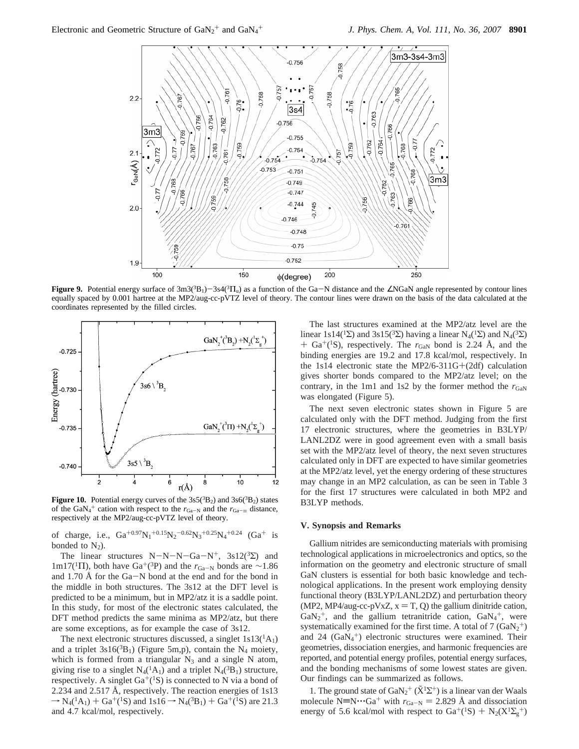-0.756
-0.758
-0.757
-0.757
3m3-3s4-3m3
-0.765
2.2
-0.767
-0.761
-0.76
-0.758
3s4
-0.758
-0.76
-0.763
-0.766
-0.764
-0.762
-0.756
-0.766
3m3
-0.769
-0.755
-0.768
-0.77
-0.764
-0.772
-0.772
2.1
-0.77
-0.767
-0.763
-0.761
-0.759
-0.754
-0.754
-0.754
-0.757
-0.759
-0.762
-0.765
-0.753
-0.751
-0.758
3m3
$r_{GaN}$(Å)
-0.768
-0.749
-0.768
-0.762
-0.77
-0.747
-0.766
-0.763
-0.759
-0.744
-0.745
-0.756
-0.766
2.0
-0.746
-0.761
-0.748
-0.75
-0.759
-0.752
1.9
100
150
φ(degree)
200
250

**Figure 9.** Potential energy surface of $3m3(^3B_1)-3s4(^3\Pi_u)$ as a function of the Ga−N distance and the ∠NGaN angle represented by contour lines equally spaced by 0.001 hartree at the MP2/aug-cc-pVTZ level of theory. The contour lines were drawn on the basis of the data calculated at the coordinates represented by the filled circles.

$GaN_2^+(^3B_2) + N_2(^1\Sigma_g^+)$
-0.725
Energy (hartree)
$3s6 \setminus {}^3B_2$
-0.730
$GaN_2^+(^3\Pi) + N_2(^1\Sigma_g^+)$
-0.735
$3s5 \setminus {}^3B_2$
-0.740
2
4
6
8
10
12
r(Å)

**Figure 10.** Potential energy curves of the $3s5(^3B_2)$ and $3s6(^3B_2)$ states of the $GaN_4^+$ cation with respect to the $r_{Ga-N}$ and the $r_{Ga-\equiv}$ distance, respectively at the MP2/aug-cc-pVTZ level of theory.

of charge, i.e., $Ga^{+0.97}N_1^{+0.15}N_2^{-0.62}N_3^{+0.25}N_4^{+0.24}$ ($Ga^+$ is bonded to $N_2$).

The linear structures $N-N-N-Ga-N^+$, $3s12(^3\Sigma)$ and $1m17(^1\Pi)$, both have $Ga^+(^3P)$ and the $r_{Ga-N}$ bonds are ~1.86 and 1.70 Å for the Ga−N bond at the end and for the bond in the middle in both structures. The 3s12 at the DFT level is predicted to be a minimum, but in MP2/atz it is a saddle point. In this study, for most of the electronic states calculated, the DFT method predicts the same minima as MP2/atz, but there are some exceptions, as for example the case of 3s12.

The next electronic structures discussed, a singlet $1s13(^1A_1)$ and a triplet $3s16(^3B_1)$ (Figure 5m,p), contain the $N_4$ moiety, which is formed from a triangular $N_3$ and a single N atom, giving rise to a singlet $N_4(^1A_1)$ and a triplet $N_4(^3B_1)$ structure, respectively. A singlet $Ga^+(^1S)$ is connected to N via a bond of 2.234 and 2.517 Å, respectively. The reaction energies of 1s13 $\rightarrow N_4(^1A_1) + Ga^+(^1S)$ and 1s16 $\rightarrow N_4(^3B_1) + Ga^+(^1S)$ are 21.3 and 4.7 kcal/mol, respectively.

The last structures examined at the MP2/atz level are the linear $1s14(^1\Sigma)$ and $3s15(^3\Sigma)$ having a linear $N_4(^1\Sigma)$ and $N_4(^3\Sigma)$ + $Ga^+(^1S)$, respectively. The $r_{GaN}$ bond is 2.24 Å, and the binding energies are 19.2 and 17.8 kcal/mol, respectively. In the 1s14 electronic state the MP2/6-311G+(2df) calculation gives shorter bonds compared to the MP2/atz level; on the contrary, in the 1m1 and 1s2 by the former method the $r_{GaN}$ was elongated (Figure 5).

The next seven electronic states shown in Figure 5 are calculated only with the DFT method. Judging from the first 17 electronic structures, where the geometries in B3LYP/LANL2DZ were in good agreement even with a small basis set with the MP2/atz level of theory, the next seven structures calculated only in DFT are expected to have similar geometries at the MP2/atz level, yet the energy ordering of these structures may change in an MP2 calculation, as can be seen in Table 3 for the first 17 structures were calculated in both MP2 and B3LYP methods.

## V. Synopsis and Remarks

Gallium nitrides are semiconducting materials with promising technological applications in microelectronics and optics, so the information on the geometry and electronic structure of small GaN clusters is essential for both basic knowledge and technological applications. In the present work employing density functional theory (B3LYP/LANL2DZ) and perturbation theory (MP2, MP4/aug-cc-pVxZ, x = T, Q) the gallium dinitride cation, $GaN_2^+$, and the gallium tetranitride cation, $GaN_4^+$, were systematically examined for the first time. A total of 7 ($GaN_2^+$) and 24 ($GaN_4^+$) electronic structures were examined. Their geometries, dissociation energies, and harmonic frequencies are reported, and potential energy profiles, potential energy surfaces, and the bonding mechanisms of some lowest states are given. Our findings can be summarized as follows.

1. The ground state of $GaN_2^+$ ($\tilde{X}^1\Sigma^+$) is a linear van der Waals molecule $N\equiv N\cdots Ga^+$ with $r_{Ga-N} = 2.829$ Å and dissociation energy of 5.6 kcal/mol with respect to $Ga^+(^1S) + N_2(X^1\Sigma_g^+)$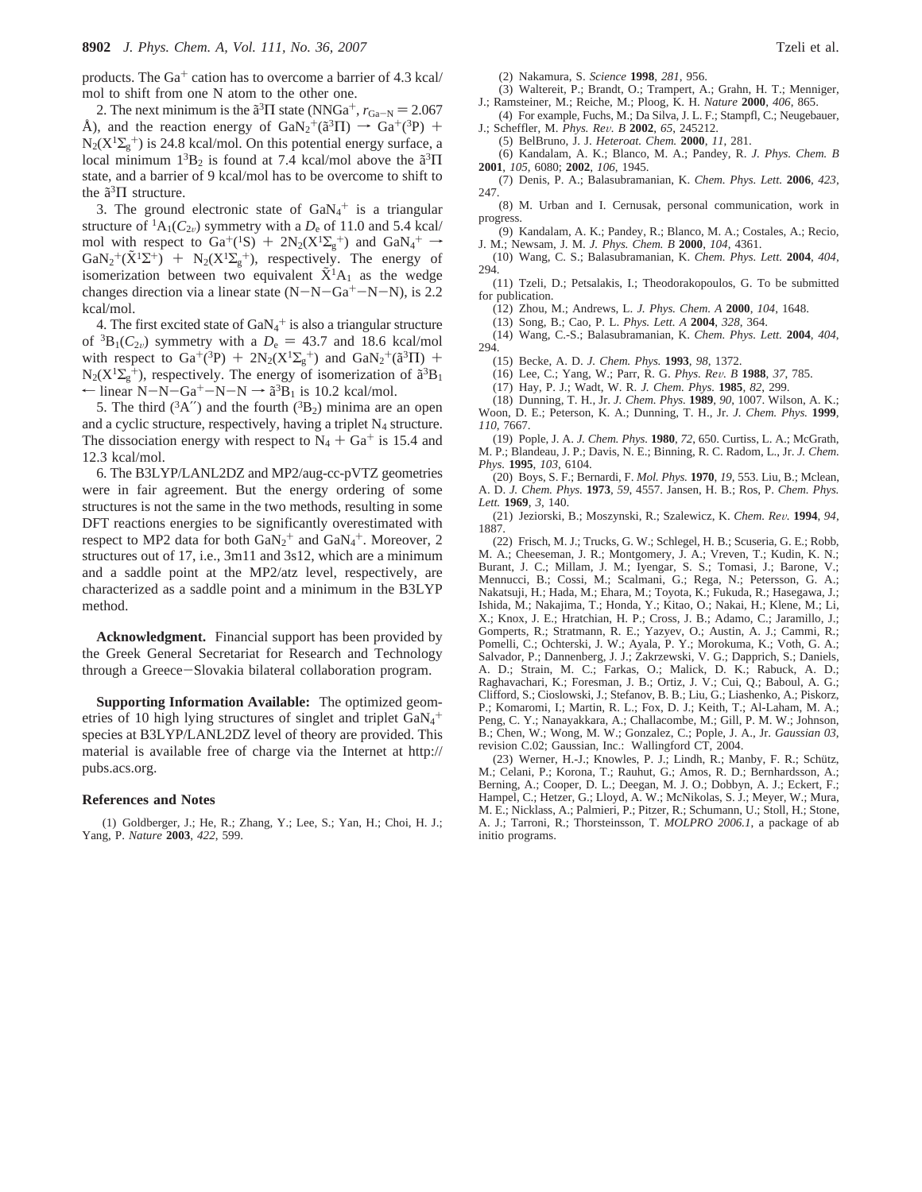products. The $Ga^+$ cation has to overcome a barrier of 4.3 kcal/mol to shift from one N atom to the other one.

2. The next minimum is the $\tilde{a}^3\Pi$ state ($NNGa^+$, $r_{Ga-N} = 2.067$ Å), and the reaction energy of $GaN_2^+(\tilde{a}^3\Pi) \rightarrow Ga^+(^3P) + N_2(X^1\Sigma_g^+)$ is 24.8 kcal/mol. On this potential energy surface, a local minimum $1^3B_2$ is found at 7.4 kcal/mol above the $\tilde{a}^3\Pi$ state, and a barrier of 9 kcal/mol has to be overcome to shift to the $\tilde{a}^3\Pi$ structure.

3. The ground electronic state of $GaN_4^+$ is a triangular structure of $^1A_1(C_{2v})$ symmetry with a $D_e$ of 11.0 and 5.4 kcal/mol with respect to $Ga^+(^1S) + 2N_2(X^1\Sigma_g^+)$ and $GaN_4^+ \rightarrow GaN_2^+(\tilde{X}^1\Sigma^+) + N_2(X^1\Sigma_g^+)$, respectively. The energy of isomerization between two equivalent $\tilde{X}^1A_1$ as the wedge changes direction via a linear state ($N-N-Ga^+-N-N$), is 2.2 kcal/mol.

4. The first excited state of $GaN_4^+$ is also a triangular structure of $^3B_1(C_{2v})$ symmetry with $D_e = 43.7$ and 18.6 kcal/mol with respect to $Ga^+(^3P) + 2N_2(X^1\Sigma_g^+)$ and $GaN_2^+(\tilde{a}^3\Pi) + N_2(X^1\Sigma_g^+)$, respectively. The energy of isomerization of $\tilde{a}^3B_1 \leftarrow$ linear $N-N-Ga^+-N-N \rightarrow \tilde{a}^3B_1$ is 10.2 kcal/mol.

5. The third ($^3A''$) and the fourth ($^3B_2$) minima are an open and a cyclic structure, respectively, having a triplet $N_4$ structure. The dissociation energy with respect to $N_4 + Ga^+$ is 15.4 and 12.3 kcal/mol.

6. The B3LYP/LANL2DZ and MP2/aug-cc-pVTZ geometries were in fair agreement. But the energy ordering of some structures is not the same in the two methods, resulting in some DFT reactions energies to be significantly overestimated with respect to MP2 data for both $GaN_2^+$ and $GaN_4^+$. Moreover, 2 structures out of 17, i.e., 3m11 and 3s12, which are a minimum and a saddle point at the MP2/atz level, respectively, are characterized as a saddle point and a minimum in the B3LYP method.

**Acknowledgment.** Financial support has been provided by the Greek General Secretariat for Research and Technology through a Greece−Slovakia bilateral collaboration program.

**Supporting Information Available:** The optimized geometries of 10 high lying structures of singlet and triplet $GaN_4^+$ species at B3LYP/LANL2DZ level of theory are provided. This material is available free of charge via the Internet at http://pubs.acs.org.

### References and Notes

(1) Goldberger, J.; He, R.; Zhang, Y.; Lee, S.; Yan, H.; Choi, H. J.; Yang, P. *Nature* **2003**, *422*, 599.

(2) Nakamura, S. *Science* **1998**, *281*, 956.

(3) Waltereit, P.; Brandt, O.; Trampert, A.; Grahn, H. T.; Menniger, J.; Ramsteiner, M.; Reiche, M.; Ploog, K. H. *Nature* **2000**, *406*, 865.

(4) For example, Fuchs, M.; Da Silva, J. L. F.; Stampfl, C.; Neugebauer, J.; Scheffler, M. *Phys. Rev. B* **2002**, *65*, 245212.

(5) BelBruno, J. J. *Heteroat. Chem.* **2000**, *11*, 281.

(6) Kandalam, A. K.; Blanco, M. A.; Pandey, R. *J. Phys. Chem. B* **2001**, *105*, 6080; **2002**, *106*, 1945.

(7) Denis, P. A.; Balasubramanian, K. *Chem. Phys. Lett.* **2006**, *423*, 247.

(8) M. Urban and I. Cernusak, personal communication, work in progress.

(9) Kandalam, A. K.; Pandey, R.; Blanco, M. A.; Costales, A.; Recio, J. M.; Newsam, J. M. *J. Phys. Chem. B* **2000**, *104*, 4361.

(10) Wang, C. S.; Balasubramanian, K. *Chem. Phys. Lett.* **2004**, *404*, 294.

(11) Tzeli, D.; Petsalakis, I.; Theodorakopoulos, G. To be submitted for publication.

(12) Zhou, M.; Andrews, L. *J. Phys. Chem. A* **2000**, *104*, 1648.

(13) Song, B.; Cao, P. L. *Phys. Lett. A* **2004**, *328*, 364.

(14) Wang, C.-S.; Balasubramanian, K. *Chem. Phys. Lett.* **2004**, *404*, 294.

(15) Becke, A. D. *J. Chem. Phys.* **1993**, *98*, 1372.

(16) Lee, C.; Yang, W.; Parr, R. G. *Phys. Rev. B* **1988**, *37*, 785.

(17) Hay, P. J.; Wadt, W. R. *J. Chem. Phys.* **1985**, *82*, 299.

(18) Dunning, T. H., Jr. *J. Chem. Phys.* **1989**, *90*, 1007. Wilson, A. K.; Woon, D. E.; Peterson, K. A.; Dunning, T. H., Jr. *J. Chem. Phys.* **1999**, *110*, 7667.

(19) Pople, J. A. *J. Chem. Phys.* **1980**, *72*, 650. Curtiss, L. A.; McGrath, M. P.; Blaudeau, J. P.; Davis, N. E.; Binning, R. C. Radom, L., Jr. *J. Chem. Phys.* **1995**, *103*, 6104.

(20) Boys, S. F.; Bernardi, F. *Mol. Phys.* **1970**, *19*, 553. Liu, B.; Mclean, A. D. *J. Chem. Phys.* **1973**, *59*, 4557. Jansen, H. B.; Ros, P. *Chem. Phys. Lett.* **1969**, *3*, 140.

(21) Jeziorski, B.; Moszynski, R.; Szalewicz, K. *Chem. Rev.* **1994**, *94*, 1887.

(22) Frisch, M. J.; Trucks, G. W.; Schlegel, H. B.; Scuseria, G. E.; Robb, M. A.; Cheeseman, J. R.; Montgomery, J. A.; Vreven, T.; Kudin, K. N.; Burant, J. C.; Millam, J. M.; Iyengar, S. S.; Tomasi, J.; Barone, V.; Mennucci, B.; Cossi, M.; Scalmani, G.; Rega, N.; Petersson, G. A.; Nakatsuji, H.; Hada, M.; Ehara, M.; Toyota, K.; Fukuda, R.; Hasegawa, J.; Ishida, M.; Nakajima, T.; Honda, Y.; Kitao, O.; Nakai, H.; Klene, M.; Li, X.; Knox, J. E.; Hratchian, H. P.; Cross, J. B.; Adamo, C.; Jaramillo, J.; Gomperts, R.; Stratmann, R. E.; Yazyev, O.; Austin, A. J.; Cammi, R.; Pomelli, C.; Ochterski, J. W.; Ayala, P. Y.; Morokuma, K.; Voth, G. A.; Salvador, P.; Dannenberg, J. J.; Zakrzewski, V. G.; Dapprich, S.; Daniels, A. D.; Strain, M. C.; Farkas, O.; Malick, D. K.; Rabuck, A. D.; Raghavachari, K.; Foresman, J. B.; Ortiz, J. V.; Cui, Q.; Baboul, A. G.; Clifford, S.; Cioslowski, J.; Stefanov, B. B.; Liu, G.; Liashenko, A.; Piskorz, P.; Komaromi, I.; Martin, R. L.; Fox, D. J.; Keith, T.; Al-Laham, M. A.; Peng, C. Y.; Nanayakkara, A.; Challacombe, M.; Gill, P. M. W.; Johnson, B.; Chen, W.; Wong, M. W.; Gonzalez, C.; Pople, J. A., Jr. *Gaussian 03*, revision C.02; Gaussian, Inc.: Wallingford CT, 2004.

(23) Werner, H.-J.; Knowles, P. J.; Lindh, R.; Manby, F. R.; Schütz, M.; Celani, P.; Korona, T.; Rauhut, G.; Amos, R. D.; Bernhardsson, A.; Berning, A.; Cooper, D. L.; Deegan, M. J. O.; Dobbyn, A. J.; Eckert, F.; Hampel, C.; Hetzer, G.; Lloyd, A. W.; McNikolas, S. J.; Meyer, W.; Mura, M. E.; Nicklass, A.; Palmieri, P.; Pitzer, R.; Schumann, U.; Stoll, H.; Stone, A. J.; Tarroni, R.; Thorsteinsson, T. *MOLPRO 2006.1*, a package of ab initio programs.